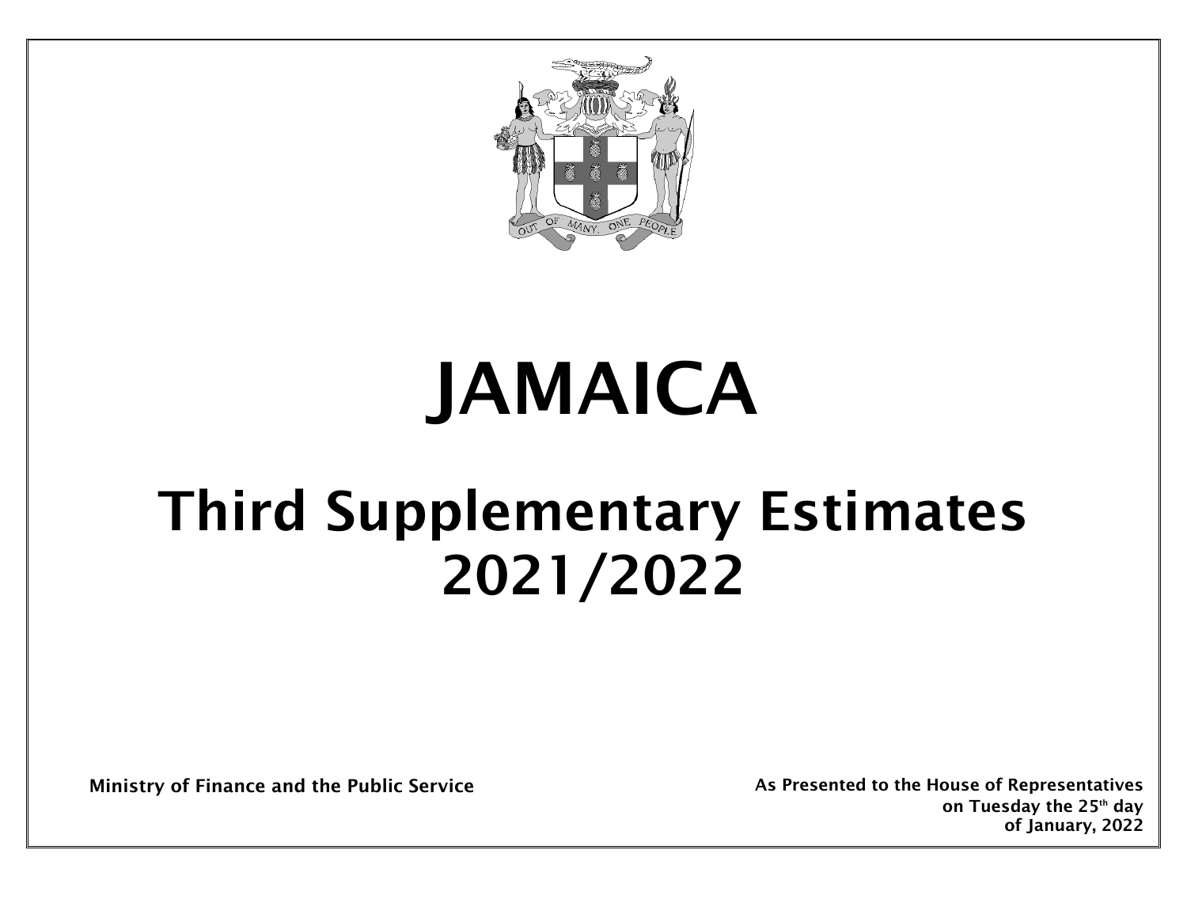# JAMAICA

# Third Supplementary Estimates 2021/2022

**Ministry of Finance and the Public Service**

**As Presented to the House of Representatives on Tuesday the 25th day of January, 2022**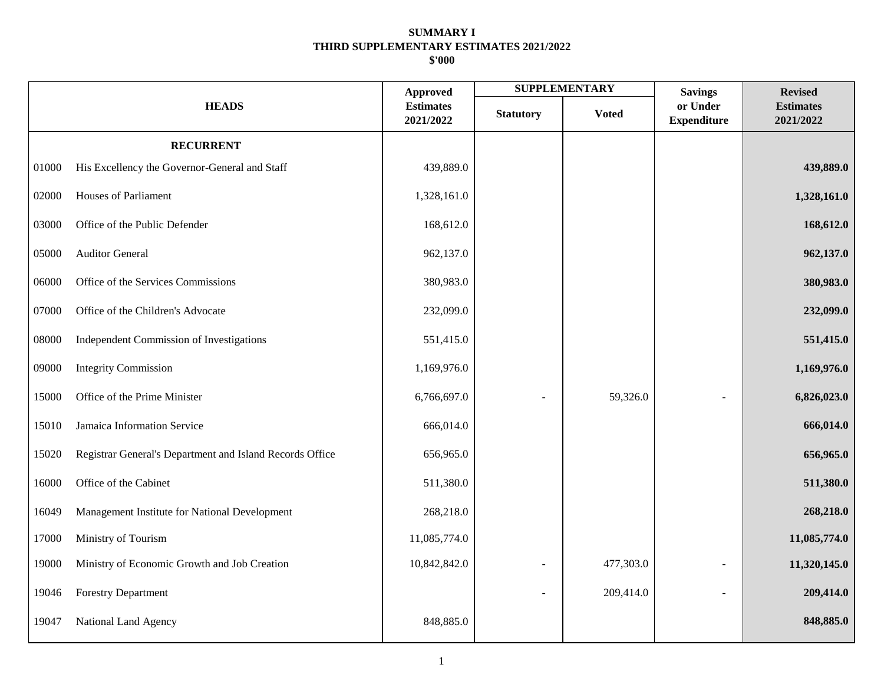**SUMMARY I**
**THIRD SUPPLEMENTARY ESTIMATES 2021/2022**
**$'000**

| HEADS | | Approved Estimates 2021/2022 | SUPPLEMENTARY | | Savings or Under Expenditure | Revised Estimates 2021/2022 |
|---|---|---|---|---|---|---|
| | | | Statutory | Voted | | |
| | **RECURRENT** | | | | | |
| 01000 | His Excellency the Governor-General and Staff | 439,889.0 | | | | **439,889.0** |
| 02000 | Houses of Parliament | 1,328,161.0 | | | | **1,328,161.0** |
| 03000 | Office of the Public Defender | 168,612.0 | | | | **168,612.0** |
| 05000 | Auditor General | 962,137.0 | | | | **962,137.0** |
| 06000 | Office of the Services Commissions | 380,983.0 | | | | **380,983.0** |
| 07000 | Office of the Children's Advocate | 232,099.0 | | | | **232,099.0** |
| 08000 | Independent Commission of Investigations | 551,415.0 | | | | **551,415.0** |
| 09000 | Integrity Commission | 1,169,976.0 | | | | **1,169,976.0** |
| 15000 | Office of the Prime Minister | 6,766,697.0 | - | 59,326.0 | - | **6,826,023.0** |
| 15010 | Jamaica Information Service | 666,014.0 | | | | **666,014.0** |
| 15020 | Registrar General's Department and Island Records Office | 656,965.0 | | | | **656,965.0** |
| 16000 | Office of the Cabinet | 511,380.0 | | | | **511,380.0** |
| 16049 | Management Institute for National Development | 268,218.0 | | | | **268,218.0** |
| 17000 | Ministry of Tourism | 11,085,774.0 | | | | **11,085,774.0** |
| 19000 | Ministry of Economic Growth and Job Creation | 10,842,842.0 | - | 477,303.0 | - | **11,320,145.0** |
| 19046 | Forestry Department | | - | 209,414.0 | - | **209,414.0** |
| 19047 | National Land Agency | 848,885.0 | | | | **848,885.0** |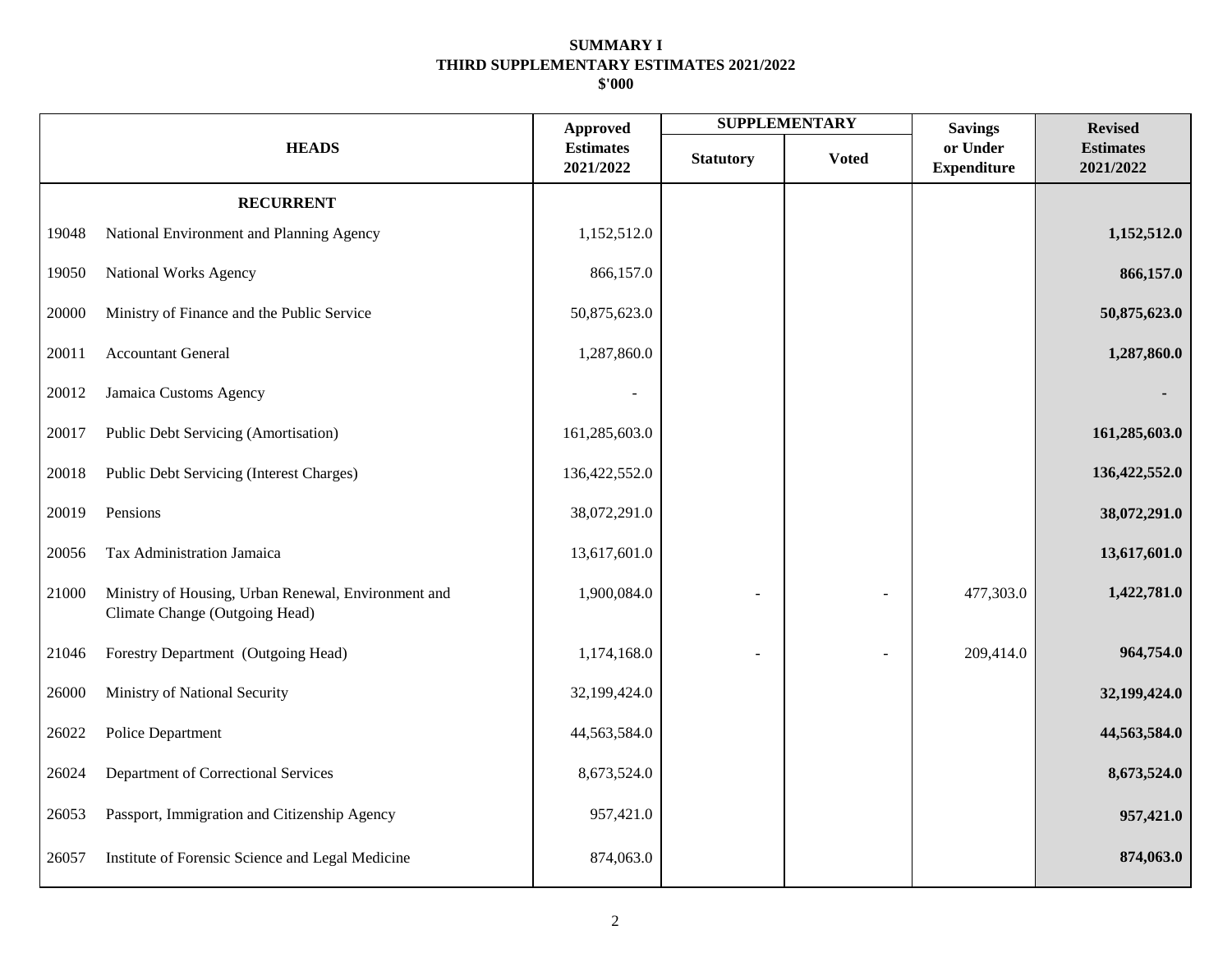**SUMMARY I**
**THIRD SUPPLEMENTARY ESTIMATES 2021/2022**
**$'000**

| | HEADS | Approved Estimates 2021/2022 | SUPPLEMENTARY | | Savings or Under Expenditure | Revised Estimates 2021/2022 |
|---|---|---|---|---|---|---|
| | | | Statutory | Voted | | |
| | **RECURRENT** | | | | | |
| 19048 | National Environment and Planning Agency | 1,152,512.0 | | | | **1,152,512.0** |
| 19050 | National Works Agency | 866,157.0 | | | | **866,157.0** |
| 20000 | Ministry of Finance and the Public Service | 50,875,623.0 | | | | **50,875,623.0** |
| 20011 | Accountant General | 1,287,860.0 | | | | **1,287,860.0** |
| 20012 | Jamaica Customs Agency | - | | | | **-** |
| 20017 | Public Debt Servicing (Amortisation) | 161,285,603.0 | | | | **161,285,603.0** |
| 20018 | Public Debt Servicing (Interest Charges) | 136,422,552.0 | | | | **136,422,552.0** |
| 20019 | Pensions | 38,072,291.0 | | | | **38,072,291.0** |
| 20056 | Tax Administration Jamaica | 13,617,601.0 | | | | **13,617,601.0** |
| 21000 | Ministry of Housing, Urban Renewal, Environment and Climate Change (Outgoing Head) | 1,900,084.0 | - | - | 477,303.0 | **1,422,781.0** |
| 21046 | Forestry Department (Outgoing Head) | 1,174,168.0 | - | - | 209,414.0 | **964,754.0** |
| 26000 | Ministry of National Security | 32,199,424.0 | | | | **32,199,424.0** |
| 26022 | Police Department | 44,563,584.0 | | | | **44,563,584.0** |
| 26024 | Department of Correctional Services | 8,673,524.0 | | | | **8,673,524.0** |
| 26053 | Passport, Immigration and Citizenship Agency | 957,421.0 | | | | **957,421.0** |
| 26057 | Institute of Forensic Science and Legal Medicine | 874,063.0 | | | | **874,063.0** |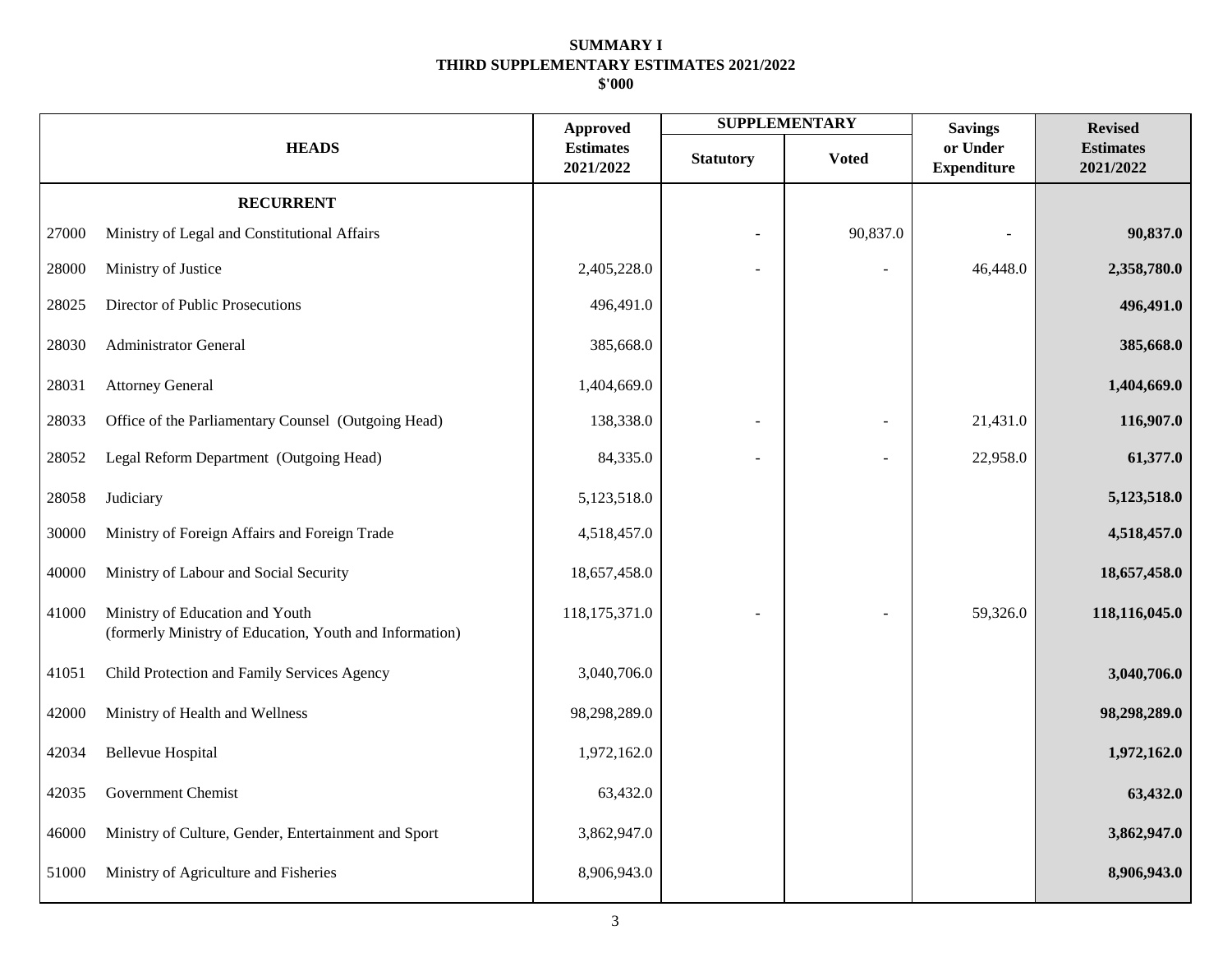**SUMMARY I**
**THIRD SUPPLEMENTARY ESTIMATES 2021/2022**
**$'000**

| HEADS | | Approved Estimates 2021/2022 | SUPPLEMENTARY | | Savings or Under Expenditure | Revised Estimates 2021/2022 |
|---|---|---|---|---|---|---|
| | | | Statutory | Voted | | |
| | **RECURRENT** | | | | | |
| 27000 | Ministry of Legal and Constitutional Affairs | | - | 90,837.0 | - | **90,837.0** |
| 28000 | Ministry of Justice | 2,405,228.0 | - | - | 46,448.0 | **2,358,780.0** |
| 28025 | Director of Public Prosecutions | 496,491.0 | | | | **496,491.0** |
| 28030 | Administrator General | 385,668.0 | | | | **385,668.0** |
| 28031 | Attorney General | 1,404,669.0 | | | | **1,404,669.0** |
| 28033 | Office of the Parliamentary Counsel (Outgoing Head) | 138,338.0 | - | - | 21,431.0 | **116,907.0** |
| 28052 | Legal Reform Department (Outgoing Head) | 84,335.0 | - | - | 22,958.0 | **61,377.0** |
| 28058 | Judiciary | 5,123,518.0 | | | | **5,123,518.0** |
| 30000 | Ministry of Foreign Affairs and Foreign Trade | 4,518,457.0 | | | | **4,518,457.0** |
| 40000 | Ministry of Labour and Social Security | 18,657,458.0 | | | | **18,657,458.0** |
| 41000 | Ministry of Education and Youth (formerly Ministry of Education, Youth and Information) | 118,175,371.0 | - | - | 59,326.0 | **118,116,045.0** |
| 41051 | Child Protection and Family Services Agency | 3,040,706.0 | | | | **3,040,706.0** |
| 42000 | Ministry of Health and Wellness | 98,298,289.0 | | | | **98,298,289.0** |
| 42034 | Bellevue Hospital | 1,972,162.0 | | | | **1,972,162.0** |
| 42035 | Government Chemist | 63,432.0 | | | | **63,432.0** |
| 46000 | Ministry of Culture, Gender, Entertainment and Sport | 3,862,947.0 | | | | **3,862,947.0** |
| 51000 | Ministry of Agriculture and Fisheries | 8,906,943.0 | | | | **8,906,943.0** |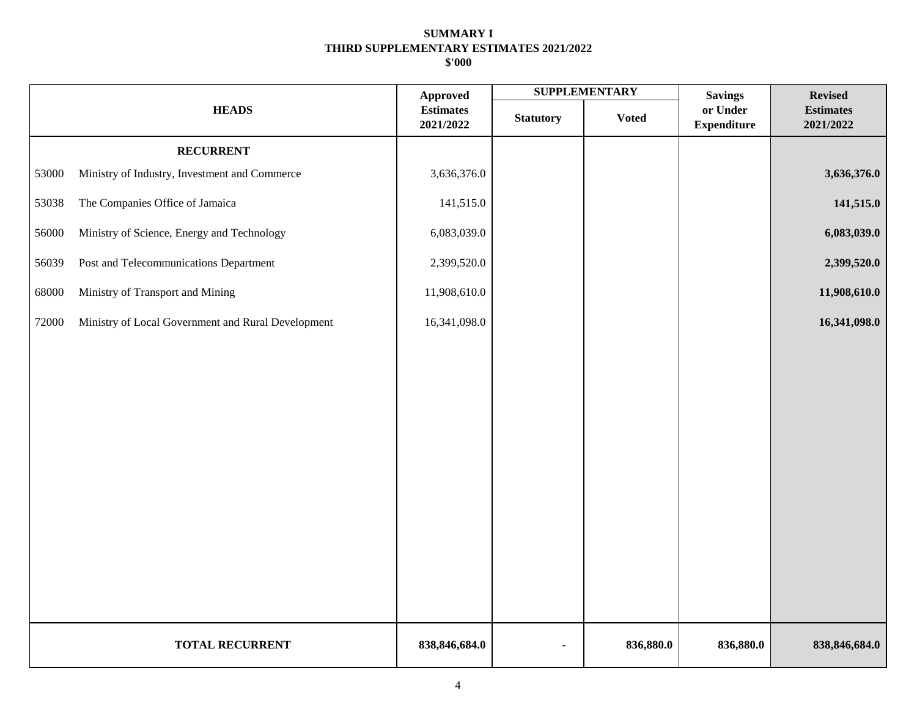**SUMMARY I**
**THIRD SUPPLEMENTARY ESTIMATES 2021/2022**
**$'000**

| HEADS | | Approved Estimates 2021/2022 | SUPPLEMENTARY | | Savings or Under Expenditure | Revised Estimates 2021/2022 |
|---|---|---|---|---|---|---|
| | | | Statutory | Voted | | |
| | **RECURRENT** | | | | | |
| 53000 | Ministry of Industry, Investment and Commerce | 3,636,376.0 | | | | **3,636,376.0** |
| 53038 | The Companies Office of Jamaica | 141,515.0 | | | | **141,515.0** |
| 56000 | Ministry of Science, Energy and Technology | 6,083,039.0 | | | | **6,083,039.0** |
| 56039 | Post and Telecommunications Department | 2,399,520.0 | | | | **2,399,520.0** |
| 68000 | Ministry of Transport and Mining | 11,908,610.0 | | | | **11,908,610.0** |
| 72000 | Ministry of Local Government and Rural Development | 16,341,098.0 | | | | **16,341,098.0** |
| | **TOTAL RECURRENT** | **838,846,684.0** | **-** | **836,880.0** | **836,880.0** | **838,846,684.0** |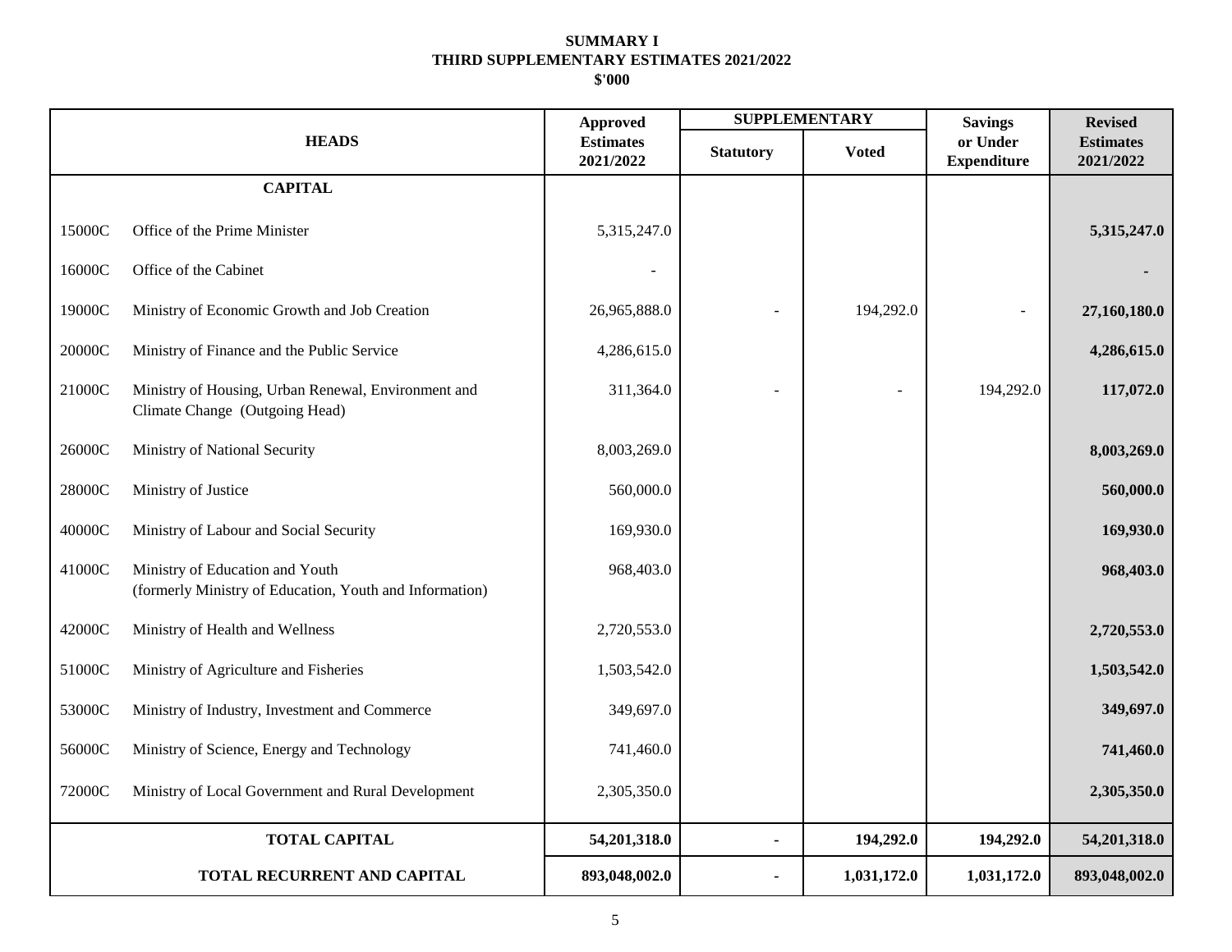**SUMMARY I**
**THIRD SUPPLEMENTARY ESTIMATES 2021/2022**
**$'000**

| HEADS | | Approved Estimates 2021/2022 | SUPPLEMENTARY | | Savings or Under Expenditure | Revised Estimates 2021/2022 |
|---|---|---|---|---|---|---|
| | | | Statutory | Voted | | |
| | **CAPITAL** | | | | | |
| 15000C | Office of the Prime Minister | 5,315,247.0 | | | | **5,315,247.0** |
| 16000C | Office of the Cabinet | - | | | | **-** |
| 19000C | Ministry of Economic Growth and Job Creation | 26,965,888.0 | - | 194,292.0 | - | **27,160,180.0** |
| 20000C | Ministry of Finance and the Public Service | 4,286,615.0 | | | | **4,286,615.0** |
| 21000C | Ministry of Housing, Urban Renewal, Environment and Climate Change (Outgoing Head) | 311,364.0 | - | - | 194,292.0 | **117,072.0** |
| 26000C | Ministry of National Security | 8,003,269.0 | | | | **8,003,269.0** |
| 28000C | Ministry of Justice | 560,000.0 | | | | **560,000.0** |
| 40000C | Ministry of Labour and Social Security | 169,930.0 | | | | **169,930.0** |
| 41000C | Ministry of Education and Youth (formerly Ministry of Education, Youth and Information) | 968,403.0 | | | | **968,403.0** |
| 42000C | Ministry of Health and Wellness | 2,720,553.0 | | | | **2,720,553.0** |
| 51000C | Ministry of Agriculture and Fisheries | 1,503,542.0 | | | | **1,503,542.0** |
| 53000C | Ministry of Industry, Investment and Commerce | 349,697.0 | | | | **349,697.0** |
| 56000C | Ministry of Science, Energy and Technology | 741,460.0 | | | | **741,460.0** |
| 72000C | Ministry of Local Government and Rural Development | 2,305,350.0 | | | | **2,305,350.0** |
| | **TOTAL CAPITAL** | **54,201,318.0** | **-** | **194,292.0** | **194,292.0** | **54,201,318.0** |
| | **TOTAL RECURRENT AND CAPITAL** | **893,048,002.0** | **-** | **1,031,172.0** | **1,031,172.0** | **893,048,002.0** |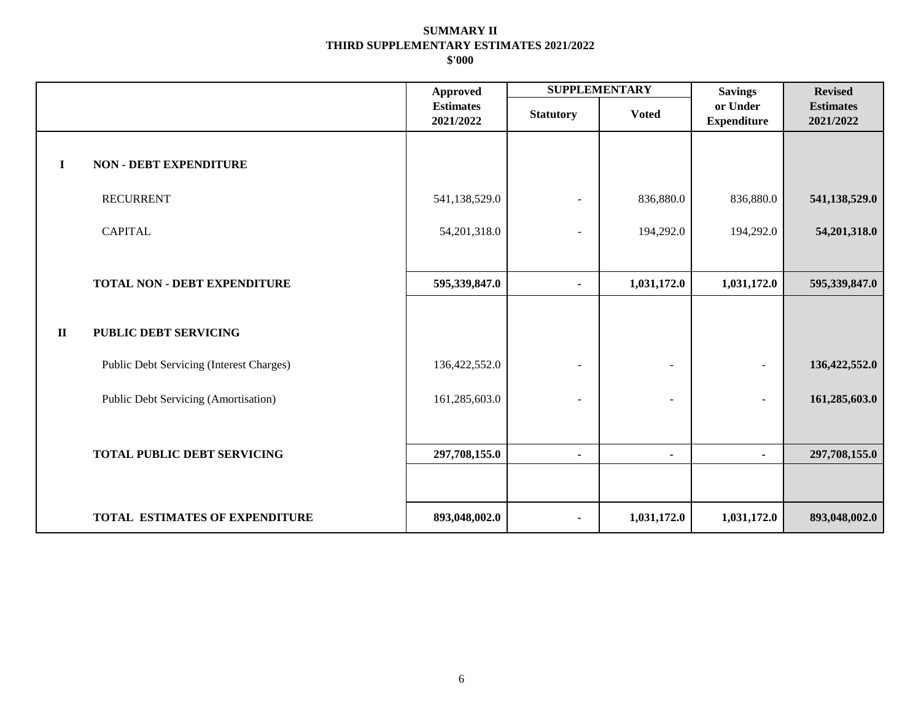**SUMMARY II**
**THIRD SUPPLEMENTARY ESTIMATES 2021/2022**
**$'000**

| | | Approved Estimates 2021/2022 | SUPPLEMENTARY | | Savings or Under Expenditure | Revised Estimates 2021/2022 |
|---|---|---|---|---|---|---|
| | | | Statutory | Voted | | |
| **I** | **NON - DEBT EXPENDITURE** | | | | | |
| | RECURRENT | 541,138,529.0 | - | 836,880.0 | 836,880.0 | **541,138,529.0** |
| | CAPITAL | 54,201,318.0 | - | 194,292.0 | 194,292.0 | **54,201,318.0** |
| | **TOTAL NON - DEBT EXPENDITURE** | **595,339,847.0** | **-** | **1,031,172.0** | **1,031,172.0** | **595,339,847.0** |
| **II** | **PUBLIC DEBT SERVICING** | | | | | |
| | Public Debt Servicing (Interest Charges) | 136,422,552.0 | - | - | - | **136,422,552.0** |
| | Public Debt Servicing (Amortisation) | 161,285,603.0 | - | - | - | **161,285,603.0** |
| | **TOTAL PUBLIC DEBT SERVICING** | **297,708,155.0** | **-** | **-** | **-** | **297,708,155.0** |
| | **TOTAL ESTIMATES OF EXPENDITURE** | **893,048,002.0** | **-** | **1,031,172.0** | **1,031,172.0** | **893,048,002.0** |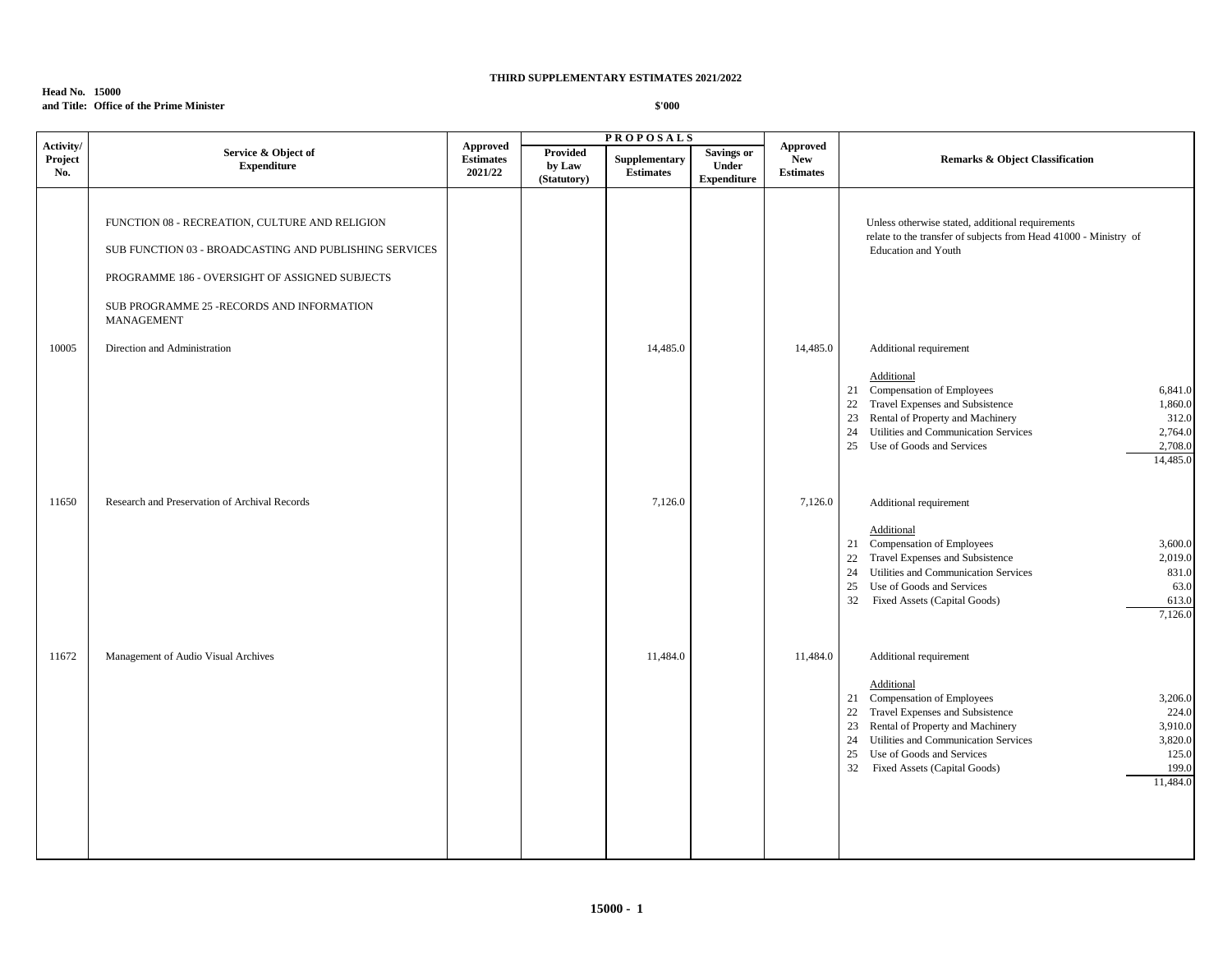**THIRD SUPPLEMENTARY ESTIMATES 2021/2022**

**Head No. 15000**
**and Title: Office of the Prime Minister**

**$'000**

| Activity/ Project No. | Service & Object of Expenditure | Approved Estimates 2021/22 | PROPOSALS Provided by Law (Statutory) | Supplementary Estimates | Savings or Under Expenditure | Approved New Estimates | Remarks & Object Classification |
|---|---|---|---|---|---|---|---|
| | FUNCTION 08 - RECREATION, CULTURE AND RELIGION | | | | | | Unless otherwise stated, additional requirements relate to the transfer of subjects from Head 41000 - Ministry of Education and Youth |
| | SUB FUNCTION 03 - BROADCASTING AND PUBLISHING SERVICES | | | | | | |
| | PROGRAMME 186 - OVERSIGHT OF ASSIGNED SUBJECTS | | | | | | |
| | SUB PROGRAMME 25 -RECORDS AND INFORMATION MANAGEMENT | | | | | | |
| 10005 | Direction and Administration | | | 14,485.0 | | 14,485.0 | Additional requirement<br><br>Additional<br>21 Compensation of Employees 6,841.0<br>22 Travel Expenses and Subsistence 1,860.0<br>23 Rental of Property and Machinery 312.0<br>24 Utilities and Communication Services 2,764.0<br>25 Use of Goods and Services 2,708.0<br>14,485.0 |
| 11650 | Research and Preservation of Archival Records | | | 7,126.0 | | 7,126.0 | Additional requirement<br><br>Additional<br>21 Compensation of Employees 3,600.0<br>22 Travel Expenses and Subsistence 2,019.0<br>24 Utilities and Communication Services 831.0<br>25 Use of Goods and Services 63.0<br>32 Fixed Assets (Capital Goods) 613.0<br>7,126.0 |
| 11672 | Management of Audio Visual Archives | | | 11,484.0 | | 11,484.0 | Additional requirement<br><br>Additional<br>21 Compensation of Employees 3,206.0<br>22 Travel Expenses and Subsistence 224.0<br>23 Rental of Property and Machinery 3,910.0<br>24 Utilities and Communication Services 3,820.0<br>25 Use of Goods and Services 125.0<br>32 Fixed Assets (Capital Goods) 199.0<br>11,484.0 |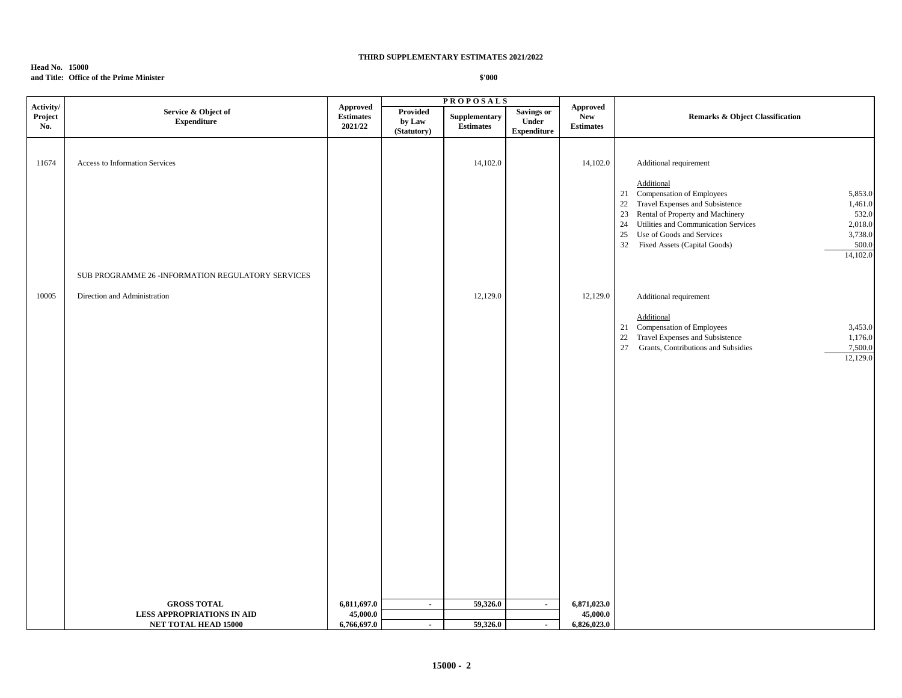**THIRD SUPPLEMENTARY ESTIMATES 2021/2022**

**Head No. 15000**
**and Title: Office of the Prime Minister**

**$'000**

| Activity/ Project No. | Service & Object of Expenditure | Approved Estimates 2021/22 | PROPOSALS | | | Approved New Estimates | Remarks & Object Classification | |
|---|---|---|---|---|---|---|---|---|
| | | | Provided by Law (Statutory) | Supplementary Estimates | Savings or Under Expenditure | | | |
| 11674 | Access to Information Services | | | 14,102.0 | | 14,102.0 | Additional requirement | |
| | | | | | | | Additional | |
| | | | | | | | 21 Compensation of Employees | 5,853.0 |
| | | | | | | | 22 Travel Expenses and Subsistence | 1,461.0 |
| | | | | | | | 23 Rental of Property and Machinery | 532.0 |
| | | | | | | | 24 Utilities and Communication Services | 2,018.0 |
| | | | | | | | 25 Use of Goods and Services | 3,738.0 |
| | | | | | | | 32 Fixed Assets (Capital Goods) | 500.0 |
| | | | | | | | | 14,102.0 |
| | SUB PROGRAMME 26 -INFORMATION REGULATORY SERVICES | | | | | | | |
| 10005 | Direction and Administration | | | 12,129.0 | | 12,129.0 | Additional requirement | |
| | | | | | | | Additional | |
| | | | | | | | 21 Compensation of Employees | 3,453.0 |
| | | | | | | | 22 Travel Expenses and Subsistence | 1,176.0 |
| | | | | | | | 27 Grants, Contributions and Subsidies | 7,500.0 |
| | | | | | | | | 12,129.0 |
| | **GROSS TOTAL** | **6,811,697.0** | **-** | **59,326.0** | **-** | **6,871,023.0** | | |
| | **LESS APPROPRIATIONS IN AID** | **45,000.0** | | | | **45,000.0** | | |
| | **NET TOTAL HEAD 15000** | **6,766,697.0** | **-** | **59,326.0** | **-** | **6,826,023.0** | | |

**15000 - 2**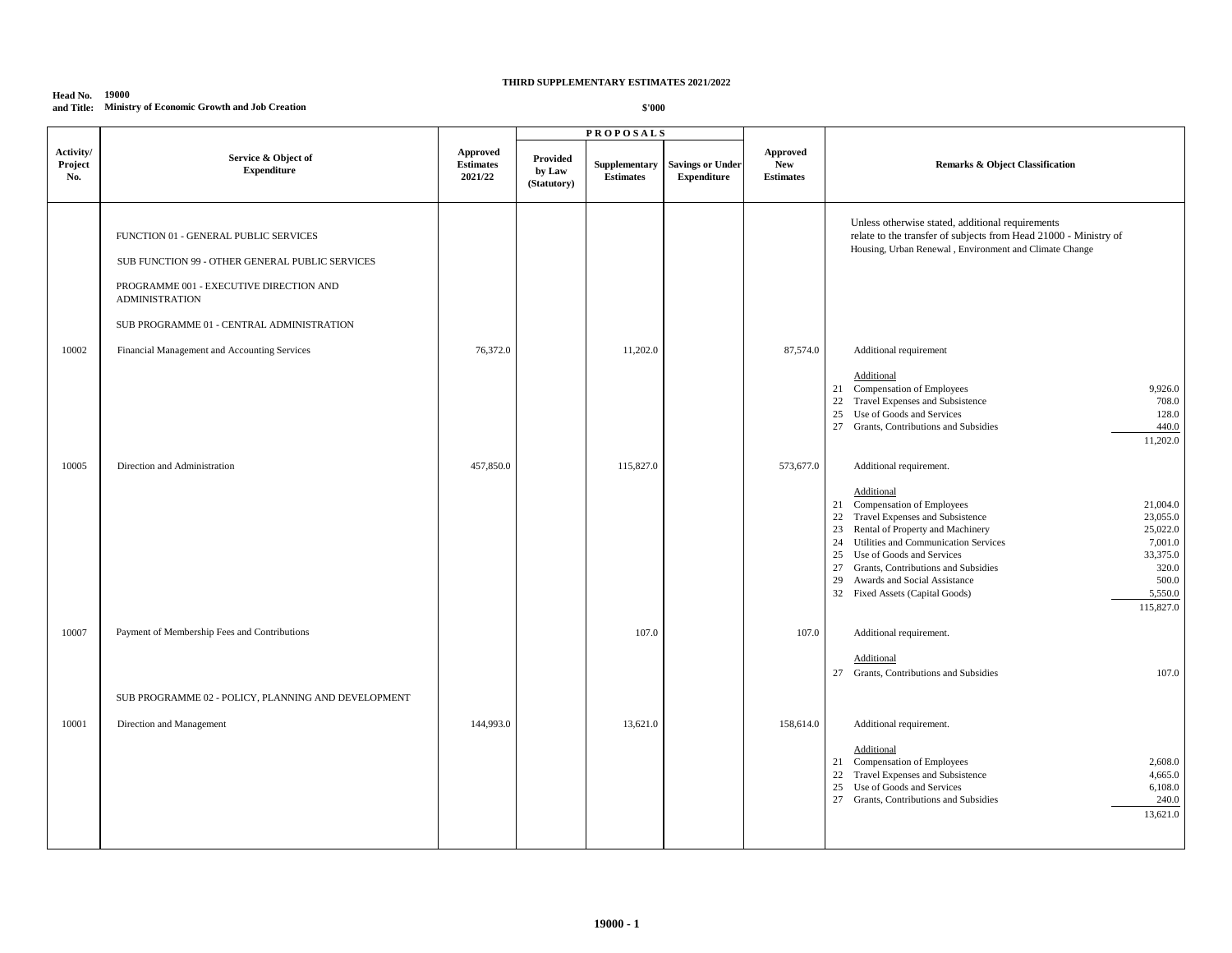**THIRD SUPPLEMENTARY ESTIMATES 2021/2022**

**Head No. 19000**
**and Title: Ministry of Economic Growth and Job Creation**

**$'000**

| Activity/ Project No. | Service & Object of Expenditure | Approved Estimates 2021/22 | PROPOSALS Provided by Law (Statutory) | Supplementary Estimates | Savings or Under Expenditure | Approved New Estimates | Remarks & Object Classification |
|---|---|---|---|---|---|---|---|
| | FUNCTION 01 - GENERAL PUBLIC SERVICES | | | | | | Unless otherwise stated, additional requirements relate to the transfer of subjects from Head 21000 - Ministry of Housing, Urban Renewal , Environment and Climate Change |
| | SUB FUNCTION 99 - OTHER GENERAL PUBLIC SERVICES | | | | | | |
| | PROGRAMME 001 - EXECUTIVE DIRECTION AND ADMINISTRATION | | | | | | |
| | SUB PROGRAMME 01 - CENTRAL ADMINISTRATION | | | | | | |
| 10002 | Financial Management and Accounting Services | 76,372.0 | | 11,202.0 | | 87,574.0 | Additional requirement<br><br>Additional<br>21 Compensation of Employees 9,926.0<br>22 Travel Expenses and Subsistence 708.0<br>25 Use of Goods and Services 128.0<br>27 Grants, Contributions and Subsidies 440.0<br>11,202.0 |
| 10005 | Direction and Administration | 457,850.0 | | 115,827.0 | | 573,677.0 | Additional requirement.<br><br>Additional<br>21 Compensation of Employees 21,004.0<br>22 Travel Expenses and Subsistence 23,055.0<br>23 Rental of Property and Machinery 25,022.0<br>24 Utilities and Communication Services 7,001.0<br>25 Use of Goods and Services 33,375.0<br>27 Grants, Contributions and Subsidies 320.0<br>29 Awards and Social Assistance 500.0<br>32 Fixed Assets (Capital Goods) 5,550.0<br>115,827.0 |
| 10007 | Payment of Membership Fees and Contributions | | | 107.0 | | 107.0 | Additional requirement.<br><br>Additional<br>27 Grants, Contributions and Subsidies 107.0 |
| | SUB PROGRAMME 02 - POLICY, PLANNING AND DEVELOPMENT | | | | | | |
| 10001 | Direction and Management | 144,993.0 | | 13,621.0 | | 158,614.0 | Additional requirement.<br><br>Additional<br>21 Compensation of Employees 2,608.0<br>22 Travel Expenses and Subsistence 4,665.0<br>25 Use of Goods and Services 6,108.0<br>27 Grants, Contributions and Subsidies 240.0<br>13,621.0 |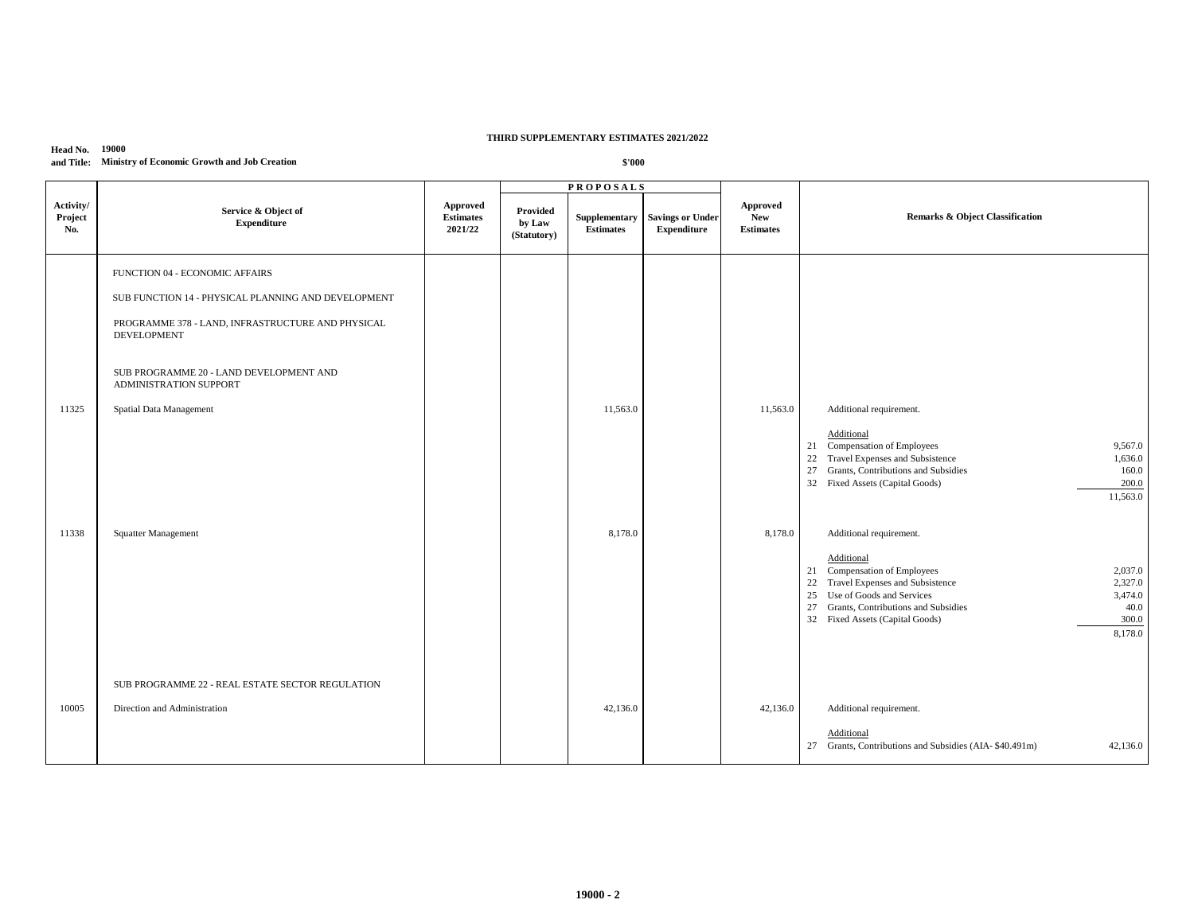**THIRD SUPPLEMENTARY ESTIMATES 2021/2022**

**Head No.** 19000
**and Title:** Ministry of Economic Growth and Job Creation

**$'000**

| Activity/ Project No. | Service & Object of Expenditure | Approved Estimates 2021/22 | PROPOSALS | | | Approved New Estimates | Remarks & Object Classification |
|---|---|---|---|---|---|---|---|
| | | | Provided by Law (Statutory) | Supplementary Estimates | Savings or Under Expenditure | | |
| | FUNCTION 04 - ECONOMIC AFFAIRS | | | | | | |
| | SUB FUNCTION 14 - PHYSICAL PLANNING AND DEVELOPMENT | | | | | | |
| | PROGRAMME 378 - LAND, INFRASTRUCTURE AND PHYSICAL DEVELOPMENT | | | | | | |
| | SUB PROGRAMME 20 - LAND DEVELOPMENT AND ADMINISTRATION SUPPORT | | | | | | |
| 11325 | Spatial Data Management | | | 11,563.0 | | 11,563.0 | Additional requirement.<br><br>Additional<br>21 Compensation of Employees 9,567.0<br>22 Travel Expenses and Subsistence 1,636.0<br>27 Grants, Contributions and Subsidies 160.0<br>32 Fixed Assets (Capital Goods) 200.0<br>11,563.0 |
| 11338 | Squatter Management | | | 8,178.0 | | 8,178.0 | Additional requirement.<br><br>Additional<br>21 Compensation of Employees 2,037.0<br>22 Travel Expenses and Subsistence 2,327.0<br>25 Use of Goods and Services 3,474.0<br>27 Grants, Contributions and Subsidies 40.0<br>32 Fixed Assets (Capital Goods) 300.0<br>8,178.0 |
| | SUB PROGRAMME 22 - REAL ESTATE SECTOR REGULATION | | | | | | |
| 10005 | Direction and Administration | | | 42,136.0 | | 42,136.0 | Additional requirement.<br><br>Additional<br>27 Grants, Contributions and Subsidies (AIA- $40.491m) 42,136.0 |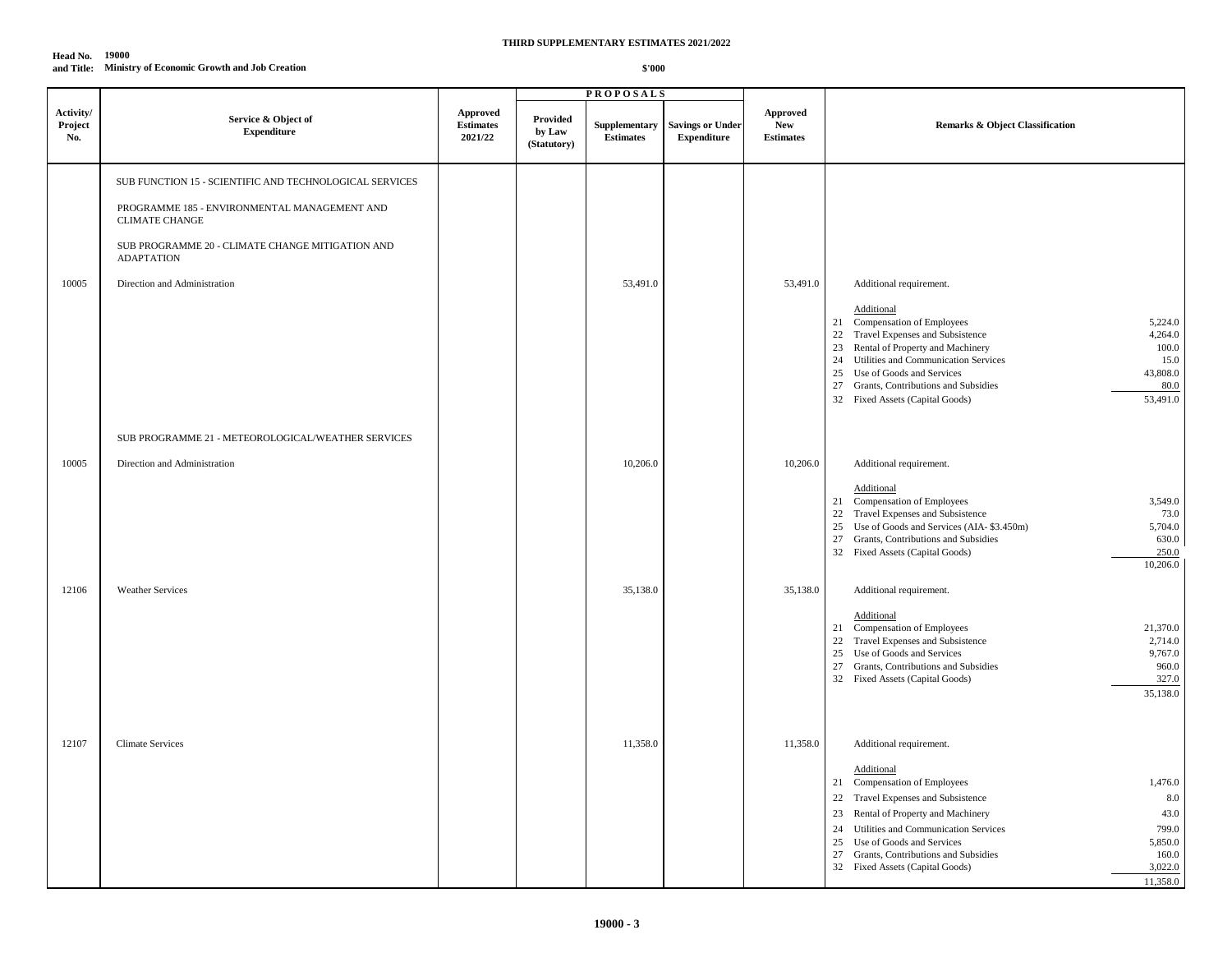**THIRD SUPPLEMENTARY ESTIMATES 2021/2022**

**Head No. 19000**
**and Title: Ministry of Economic Growth and Job Creation**

**$'000**

| Activity/ Project No. | Service & Object of Expenditure | Approved Estimates 2021/22 | PROPOSALS Provided by Law (Statutory) | Supplementary Estimates | Savings or Under Expenditure | Approved New Estimates | Remarks & Object Classification |
|---|---|---|---|---|---|---|---|
| | SUB FUNCTION 15 - SCIENTIFIC AND TECHNOLOGICAL SERVICES | | | | | | |
| | PROGRAMME 185 - ENVIRONMENTAL MANAGEMENT AND CLIMATE CHANGE | | | | | | |
| | SUB PROGRAMME 20 - CLIMATE CHANGE MITIGATION AND ADAPTATION | | | | | | |
| 10005 | Direction and Administration | | | 53,491.0 | | 53,491.0 | Additional requirement.<br><br>Additional<br>21 Compensation of Employees 5,224.0<br>22 Travel Expenses and Subsistence 4,264.0<br>23 Rental of Property and Machinery 100.0<br>24 Utilities and Communication Services 15.0<br>25 Use of Goods and Services 43,808.0<br>27 Grants, Contributions and Subsidies 80.0<br>32 Fixed Assets (Capital Goods)<br>53,491.0 |
| | SUB PROGRAMME 21 - METEOROLOGICAL/WEATHER SERVICES | | | | | | |
| 10005 | Direction and Administration | | | 10,206.0 | | 10,206.0 | Additional requirement.<br><br>Additional<br>21 Compensation of Employees 3,549.0<br>22 Travel Expenses and Subsistence 73.0<br>25 Use of Goods and Services (AIA- $3.450m) 5,704.0<br>27 Grants, Contributions and Subsidies 630.0<br>32 Fixed Assets (Capital Goods) 250.0<br>10,206.0 |
| 12106 | Weather Services | | | 35,138.0 | | 35,138.0 | Additional requirement.<br><br>Additional<br>21 Compensation of Employees 21,370.0<br>22 Travel Expenses and Subsistence 2,714.0<br>25 Use of Goods and Services 9,767.0<br>27 Grants, Contributions and Subsidies 960.0<br>32 Fixed Assets (Capital Goods) 327.0<br>35,138.0 |
| 12107 | Climate Services | | | 11,358.0 | | 11,358.0 | Additional requirement.<br><br>Additional<br>21 Compensation of Employees 1,476.0<br>22 Travel Expenses and Subsistence 8.0<br>23 Rental of Property and Machinery 43.0<br>24 Utilities and Communication Services 799.0<br>25 Use of Goods and Services 5,850.0<br>27 Grants, Contributions and Subsidies 160.0<br>32 Fixed Assets (Capital Goods) 3,022.0<br>11,358.0 |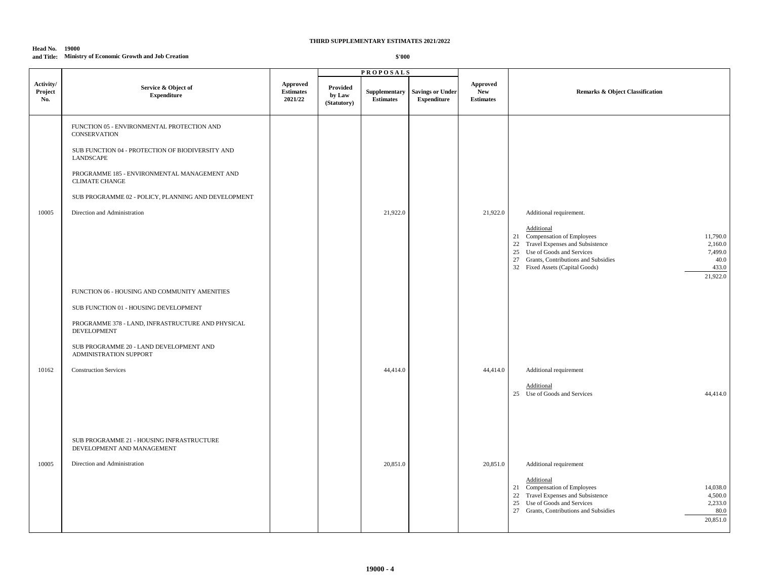**THIRD SUPPLEMENTARY ESTIMATES 2021/2022**

**Head No. 19000**
**and Title: Ministry of Economic Growth and Job Creation**

**$'000**

| Activity/ Project No. | Service & Object of Expenditure | Approved Estimates 2021/22 | PROPOSALS Provided by Law (Statutory) | Supplementary Estimates | Savings or Under Expenditure | Approved New Estimates | Remarks & Object Classification |
|---|---|---|---|---|---|---|---|
| | FUNCTION 05 - ENVIRONMENTAL PROTECTION AND CONSERVATION | | | | | | |
| | SUB FUNCTION 04 - PROTECTION OF BIODIVERSITY AND LANDSCAPE | | | | | | |
| | PROGRAMME 185 - ENVIRONMENTAL MANAGEMENT AND CLIMATE CHANGE | | | | | | |
| | SUB PROGRAMME 02 - POLICY, PLANNING AND DEVELOPMENT | | | | | | |
| 10005 | Direction and Administration | | | 21,922.0 | | 21,922.0 | Additional requirement. |
| | | | | | | | Additional |
| | | | | | | | 21 Compensation of Employees 11,790.0 |
| | | | | | | | 22 Travel Expenses and Subsistence 2,160.0 |
| | | | | | | | 25 Use of Goods and Services 7,499.0 |
| | | | | | | | 27 Grants, Contributions and Subsidies 40.0 |
| | | | | | | | 32 Fixed Assets (Capital Goods) 433.0 |
| | | | | | | | 21,922.0 |
| | FUNCTION 06 - HOUSING AND COMMUNITY AMENITIES | | | | | | |
| | SUB FUNCTION 01 - HOUSING DEVELOPMENT | | | | | | |
| | PROGRAMME 378 - LAND, INFRASTRUCTURE AND PHYSICAL DEVELOPMENT | | | | | | |
| | SUB PROGRAMME 20 - LAND DEVELOPMENT AND ADMINISTRATION SUPPORT | | | | | | |
| 10162 | Construction Services | | | 44,414.0 | | 44,414.0 | Additional requirement |
| | | | | | | | Additional |
| | | | | | | | 25 Use of Goods and Services 44,414.0 |
| | SUB PROGRAMME 21 - HOUSING INFRASTRUCTURE DEVELOPMENT AND MANAGEMENT | | | | | | |
| 10005 | Direction and Administration | | | 20,851.0 | | 20,851.0 | Additional requirement |
| | | | | | | | Additional |
| | | | | | | | 21 Compensation of Employees 14,038.0 |
| | | | | | | | 22 Travel Expenses and Subsistence 4,500.0 |
| | | | | | | | 25 Use of Goods and Services 2,233.0 |
| | | | | | | | 27 Grants, Contributions and Subsidies 80.0 |
| | | | | | | | 20,851.0 |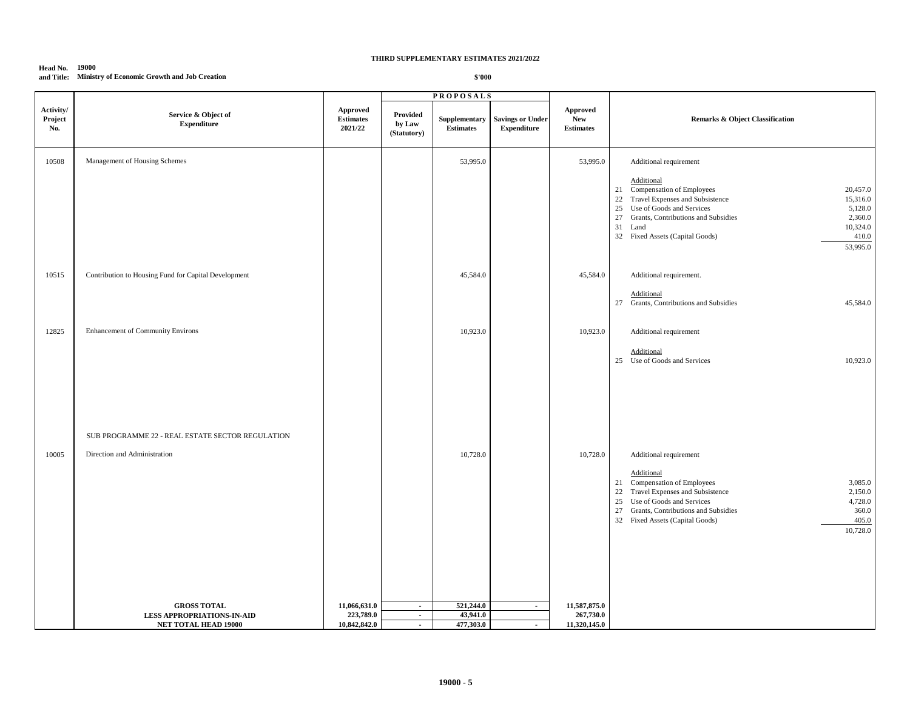**THIRD SUPPLEMENTARY ESTIMATES 2021/2022**

**Head No. 19000**
**and Title: Ministry of Economic Growth and Job Creation**

**$'000**

| Activity/ Project No. | Service & Object of Expenditure | Approved Estimates 2021/22 | PROPOSALS Provided by Law (Statutory) | Supplementary Estimates | Savings or Under Expenditure | Approved New Estimates | Remarks & Object Classification | |
|---|---|---|---|---|---|---|---|---|
| 10508 | Management of Housing Schemes | | | 53,995.0 | | 53,995.0 | Additional requirement | |
| | | | | | | | Additional | |
| | | | | | | | 21 Compensation of Employees | 20,457.0 |
| | | | | | | | 22 Travel Expenses and Subsistence | 15,316.0 |
| | | | | | | | 25 Use of Goods and Services | 5,128.0 |
| | | | | | | | 27 Grants, Contributions and Subsidies | 2,360.0 |
| | | | | | | | 31 Land | 10,324.0 |
| | | | | | | | 32 Fixed Assets (Capital Goods) | 410.0 |
| | | | | | | | | 53,995.0 |
| 10515 | Contribution to Housing Fund for Capital Development | | | 45,584.0 | | 45,584.0 | Additional requirement. | |
| | | | | | | | Additional | |
| | | | | | | | 27 Grants, Contributions and Subsidies | 45,584.0 |
| 12825 | Enhancement of Community Environs | | | 10,923.0 | | 10,923.0 | Additional requirement | |
| | | | | | | | Additional | |
| | | | | | | | 25 Use of Goods and Services | 10,923.0 |
| | SUB PROGRAMME 22 - REAL ESTATE SECTOR REGULATION | | | | | | | |
| 10005 | Direction and Administration | | | 10,728.0 | | 10,728.0 | Additional requirement | |
| | | | | | | | Additional | |
| | | | | | | | 21 Compensation of Employees | 3,085.0 |
| | | | | | | | 22 Travel Expenses and Subsistence | 2,150.0 |
| | | | | | | | 25 Use of Goods and Services | 4,728.0 |
| | | | | | | | 27 Grants, Contributions and Subsidies | 360.0 |
| | | | | | | | 32 Fixed Assets (Capital Goods) | 405.0 |
| | | | | | | | | 10,728.0 |
| | **GROSS TOTAL** | **11,066,631.0** | **-** | **521,244.0** | **-** | **11,587,875.0** | | |
| | **LESS APPROPRIATIONS-IN-AID** | **223,789.0** | **-** | **43,941.0** | | **267,730.0** | | |
| | **NET TOTAL HEAD 19000** | **10,842,842.0** | **-** | **477,303.0** | **-** | **11,320,145.0** | | |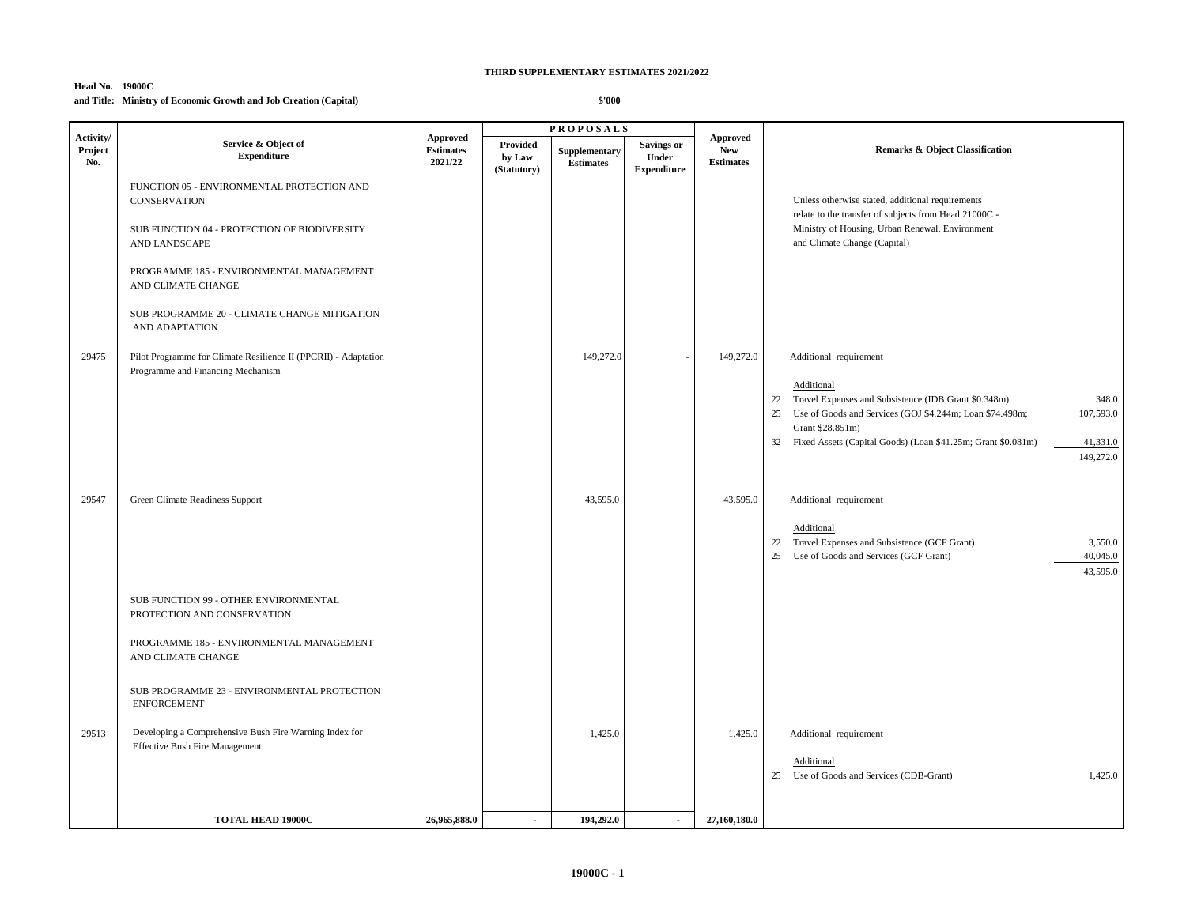**THIRD SUPPLEMENTARY ESTIMATES 2021/2022**

**Head No. 19000C**
**and Title: Ministry of Economic Growth and Job Creation (Capital)**

**$'000**

| Activity/ Project No. | Service & Object of Expenditure | Approved Estimates 2021/22 | PROPOSALS Provided by Law (Statutory) | Supplementary Estimates | Savings or Under Expenditure | Approved New Estimates | Remarks & Object Classification | |
|---|---|---|---|---|---|---|---|---|
| | FUNCTION 05 - ENVIRONMENTAL PROTECTION AND CONSERVATION | | | | | | Unless otherwise stated, additional requirements relate to the transfer of subjects from Head 21000C - Ministry of Housing, Urban Renewal, Environment and Climate Change (Capital) | |
| | SUB FUNCTION 04 - PROTECTION OF BIODIVERSITY AND LANDSCAPE | | | | | | | |
| | PROGRAMME 185 - ENVIRONMENTAL MANAGEMENT AND CLIMATE CHANGE | | | | | | | |
| | SUB PROGRAMME 20 - CLIMATE CHANGE MITIGATION AND ADAPTATION | | | | | | | |
| 29475 | Pilot Programme for Climate Resilience II (PPCRII) - Adaptation Programme and Financing Mechanism | | | 149,272.0 | - | 149,272.0 | Additional requirement | |
| | | | | | | | Additional | |
| | | | | | | | 22 Travel Expenses and Subsistence (IDB Grant $0.348m) | 348.0 |
| | | | | | | | 25 Use of Goods and Services (GOJ $4.244m; Loan $74.498m; Grant $28.851m) | 107,593.0 |
| | | | | | | | 32 Fixed Assets (Capital Goods) (Loan $41.25m; Grant $0.081m) | 41,331.0 |
| | | | | | | | | 149,272.0 |
| 29547 | Green Climate Readiness Support | | | 43,595.0 | | 43,595.0 | Additional requirement | |
| | | | | | | | Additional | |
| | | | | | | | 22 Travel Expenses and Subsistence (GCF Grant) | 3,550.0 |
| | | | | | | | 25 Use of Goods and Services (GCF Grant) | 40,045.0 |
| | | | | | | | | 43,595.0 |
| | SUB FUNCTION 99 - OTHER ENVIRONMENTAL PROTECTION AND CONSERVATION | | | | | | | |
| | PROGRAMME 185 - ENVIRONMENTAL MANAGEMENT AND CLIMATE CHANGE | | | | | | | |
| | SUB PROGRAMME 23 - ENVIRONMENTAL PROTECTION ENFORCEMENT | | | | | | | |
| 29513 | Developing a Comprehensive Bush Fire Warning Index for Effective Bush Fire Management | | | 1,425.0 | | 1,425.0 | Additional requirement | |
| | | | | | | | Additional | |
| | | | | | | | 25 Use of Goods and Services (CDB-Grant) | 1,425.0 |
| | **TOTAL HEAD 19000C** | **26,965,888.0** | **-** | **194,292.0** | **-** | **27,160,180.0** | | |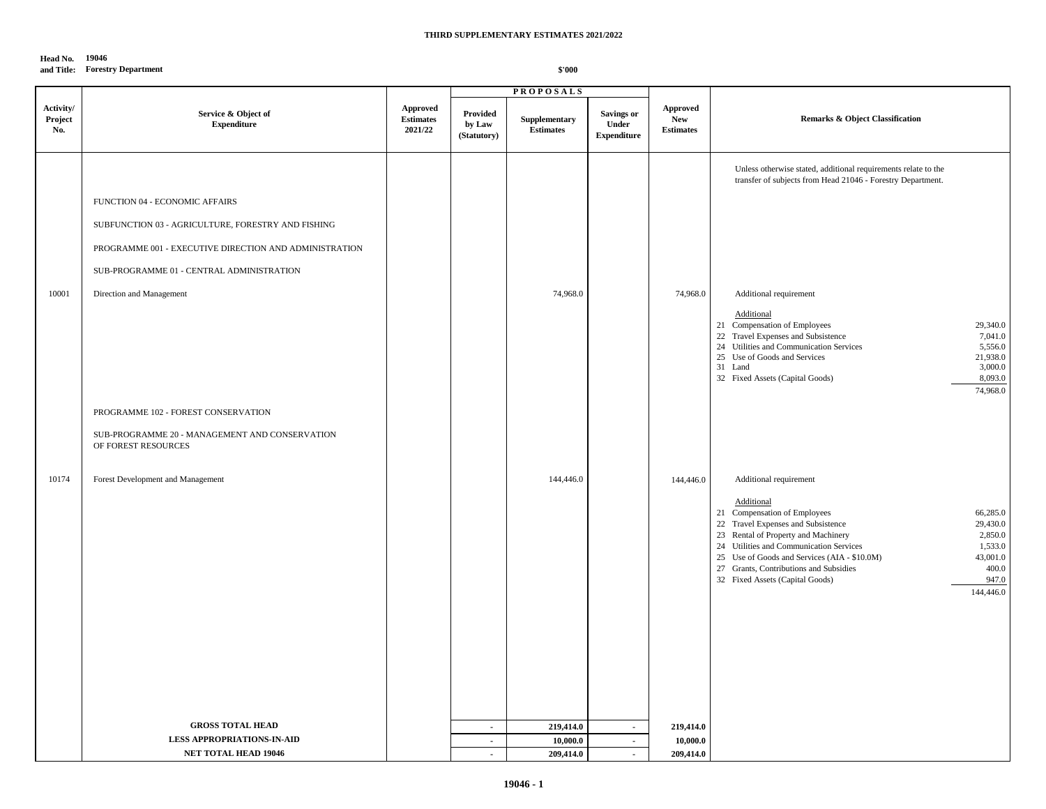**THIRD SUPPLEMENTARY ESTIMATES 2021/2022**

**Head No. 19046**
**and Title: Forestry Department**

$'000

| Activity/ Project No. | Service & Object of Expenditure | Approved Estimates 2021/22 | PROPOSALS Provided by Law (Statutory) | Supplementary Estimates | Savings or Under Expenditure | Approved New Estimates | Remarks & Object Classification |
|---|---|---|---|---|---|---|---|
| | | | | | | | Unless otherwise stated, additional requirements relate to the transfer of subjects from Head 21046 - Forestry Department. |
| | FUNCTION 04 - ECONOMIC AFFAIRS | | | | | | |
| | SUBFUNCTION 03 - AGRICULTURE, FORESTRY AND FISHING | | | | | | |
| | PROGRAMME 001 - EXECUTIVE DIRECTION AND ADMINISTRATION | | | | | | |
| | SUB-PROGRAMME 01 - CENTRAL ADMINISTRATION | | | | | | |
| 10001 | Direction and Management | | | 74,968.0 | | 74,968.0 | Additional requirement |
| | | | | | | | Additional |
| | | | | | | | 21 Compensation of Employees 29,340.0 |
| | | | | | | | 22 Travel Expenses and Subsistence 7,041.0 |
| | | | | | | | 24 Utilities and Communication Services 5,556.0 |
| | | | | | | | 25 Use of Goods and Services 21,938.0 |
| | | | | | | | 31 Land 3,000.0 |
| | | | | | | | 32 Fixed Assets (Capital Goods) 8,093.0 |
| | | | | | | | 74,968.0 |
| | PROGRAMME 102 - FOREST CONSERVATION | | | | | | |
| | SUB-PROGRAMME 20 - MANAGEMENT AND CONSERVATION OF FOREST RESOURCES | | | | | | |
| 10174 | Forest Development and Management | | | 144,446.0 | | 144,446.0 | Additional requirement |
| | | | | | | | Additional |
| | | | | | | | 21 Compensation of Employees 66,285.0 |
| | | | | | | | 22 Travel Expenses and Subsistence 29,430.0 |
| | | | | | | | 23 Rental of Property and Machinery 2,850.0 |
| | | | | | | | 24 Utilities and Communication Services 1,533.0 |
| | | | | | | | 25 Use of Goods and Services (AIA - $10.0M) 43,001.0 |
| | | | | | | | 27 Grants, Contributions and Subsidies 400.0 |
| | | | | | | | 32 Fixed Assets (Capital Goods) 947.0 |
| | | | | | | | 144,446.0 |
| | **GROSS TOTAL HEAD** | | - | **219,414.0** | - | **219,414.0** | |
| | **LESS APPROPRIATIONS-IN-AID** | | - | **10,000.0** | - | **10,000.0** | |
| | **NET TOTAL HEAD 19046** | | - | **209,414.0** | - | **209,414.0** | |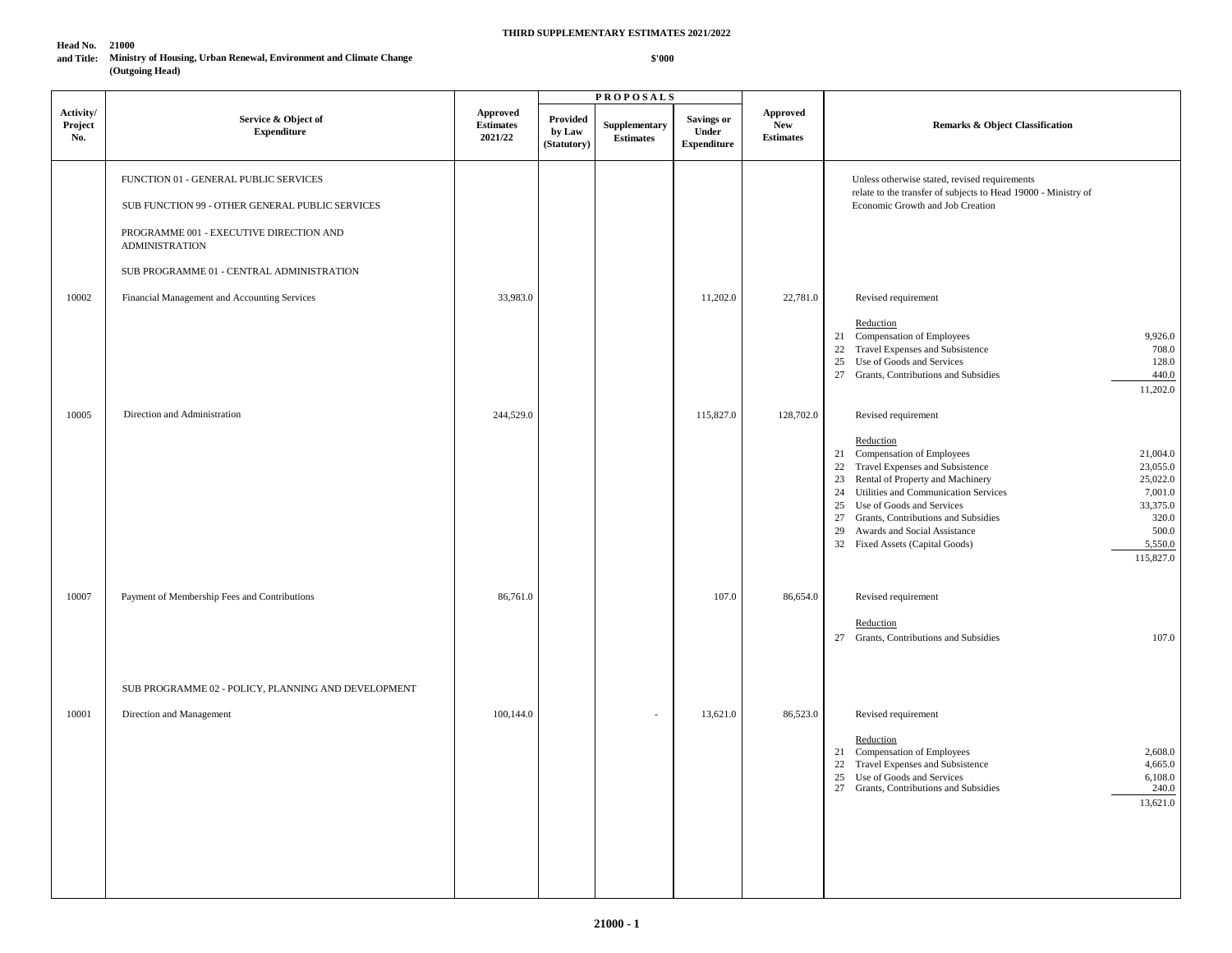**THIRD SUPPLEMENTARY ESTIMATES 2021/2022**

**Head No. 21000**
**and Title: Ministry of Housing, Urban Renewal, Environment and Climate Change (Outgoing Head)**

**$'000**

| Activity/ Project No. | Service & Object of Expenditure | Approved Estimates 2021/22 | PROPOSALS Provided by Law (Statutory) | Supplementary Estimates | Savings or Under Expenditure | Approved New Estimates | Remarks & Object Classification |
|---|---|---|---|---|---|---|---|
| | FUNCTION 01 - GENERAL PUBLIC SERVICES | | | | | | Unless otherwise stated, revised requirements relate to the transfer of subjects to Head 19000 - Ministry of Economic Growth and Job Creation |
| | SUB FUNCTION 99 - OTHER GENERAL PUBLIC SERVICES | | | | | | |
| | PROGRAMME 001 - EXECUTIVE DIRECTION AND ADMINISTRATION | | | | | | |
| | SUB PROGRAMME 01 - CENTRAL ADMINISTRATION | | | | | | |
| 10002 | Financial Management and Accounting Services | 33,983.0 | | | 11,202.0 | 22,781.0 | Revised requirement<br><br>Reduction<br>21 Compensation of Employees 9,926.0<br>22 Travel Expenses and Subsistence 708.0<br>25 Use of Goods and Services 128.0<br>27 Grants, Contributions and Subsidies 440.0<br>11,202.0 |
| 10005 | Direction and Administration | 244,529.0 | | | 115,827.0 | 128,702.0 | Revised requirement<br><br>Reduction<br>21 Compensation of Employees 21,004.0<br>22 Travel Expenses and Subsistence 23,055.0<br>23 Rental of Property and Machinery 25,022.0<br>24 Utilities and Communication Services 7,001.0<br>25 Use of Goods and Services 33,375.0<br>27 Grants, Contributions and Subsidies 320.0<br>29 Awards and Social Assistance 500.0<br>32 Fixed Assets (Capital Goods) 5,550.0<br>115,827.0 |
| 10007 | Payment of Membership Fees and Contributions | 86,761.0 | | | 107.0 | 86,654.0 | Revised requirement<br><br>Reduction<br>27 Grants, Contributions and Subsidies 107.0 |
| | SUB PROGRAMME 02 - POLICY, PLANNING AND DEVELOPMENT | | | | | | |
| 10001 | Direction and Management | 100,144.0 | | - | 13,621.0 | 86,523.0 | Revised requirement<br><br>Reduction<br>21 Compensation of Employees 2,608.0<br>22 Travel Expenses and Subsistence 4,665.0<br>25 Use of Goods and Services 6,108.0<br>27 Grants, Contributions and Subsidies 240.0<br>13,621.0 |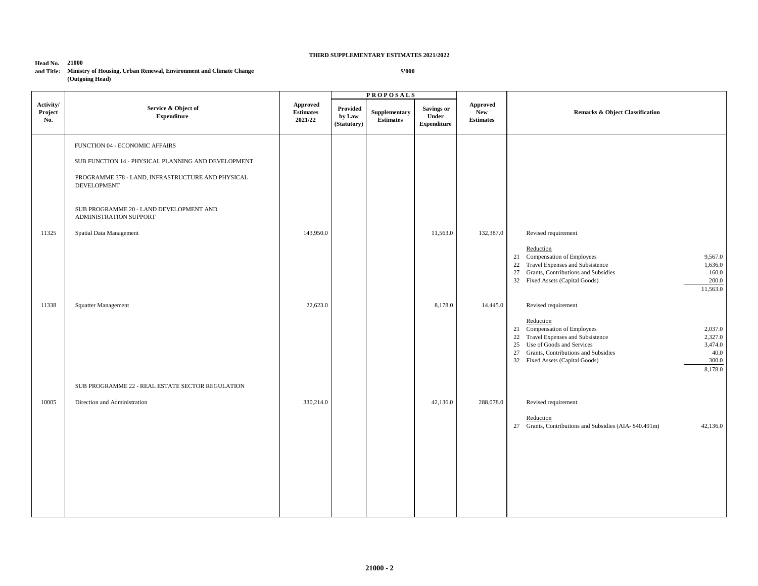**THIRD SUPPLEMENTARY ESTIMATES 2021/2022**

**Head No. 21000**
**and Title: Ministry of Housing, Urban Renewal, Environment and Climate Change**
**(Outgoing Head)**

**$'000**

| Activity/ Project No. | Service & Object of Expenditure | Approved Estimates 2021/22 | PROPOSALS | | | Approved New Estimates | Remarks & Object Classification | |
|---|---|---|---|---|---|---|---|---|
| | | | Provided by Law (Statutory) | Supplementary Estimates | Savings or Under Expenditure | | | |
| | FUNCTION 04 - ECONOMIC AFFAIRS | | | | | | | |
| | SUB FUNCTION 14 - PHYSICAL PLANNING AND DEVELOPMENT | | | | | | | |
| | PROGRAMME 378 - LAND, INFRASTRUCTURE AND PHYSICAL DEVELOPMENT | | | | | | | |
| | SUB PROGRAMME 20 - LAND DEVELOPMENT AND ADMINISTRATION SUPPORT | | | | | | | |
| 11325 | Spatial Data Management | 143,950.0 | | | 11,563.0 | 132,387.0 | Revised requirement | |
| | | | | | | | Reduction | |
| | | | | | | | 21 Compensation of Employees | 9,567.0 |
| | | | | | | | 22 Travel Expenses and Subsistence | 1,636.0 |
| | | | | | | | 27 Grants, Contributions and Subsidies | 160.0 |
| | | | | | | | 32 Fixed Assets (Capital Goods) | 200.0 |
| | | | | | | | | 11,563.0 |
| 11338 | Squatter Management | 22,623.0 | | | 8,178.0 | 14,445.0 | Revised requirement | |
| | | | | | | | Reduction | |
| | | | | | | | 21 Compensation of Employees | 2,037.0 |
| | | | | | | | 22 Travel Expenses and Subsistence | 2,327.0 |
| | | | | | | | 25 Use of Goods and Services | 3,474.0 |
| | | | | | | | 27 Grants, Contributions and Subsidies | 40.0 |
| | | | | | | | 32 Fixed Assets (Capital Goods) | 300.0 |
| | | | | | | | | 8,178.0 |
| | SUB PROGRAMME 22 - REAL ESTATE SECTOR REGULATION | | | | | | | |
| 10005 | Direction and Administration | 330,214.0 | | | 42,136.0 | 288,078.0 | Revised requirement | |
| | | | | | | | Reduction | |
| | | | | | | | 27 Grants, Contributions and Subsidies (AIA- $40.491m) | 42,136.0 |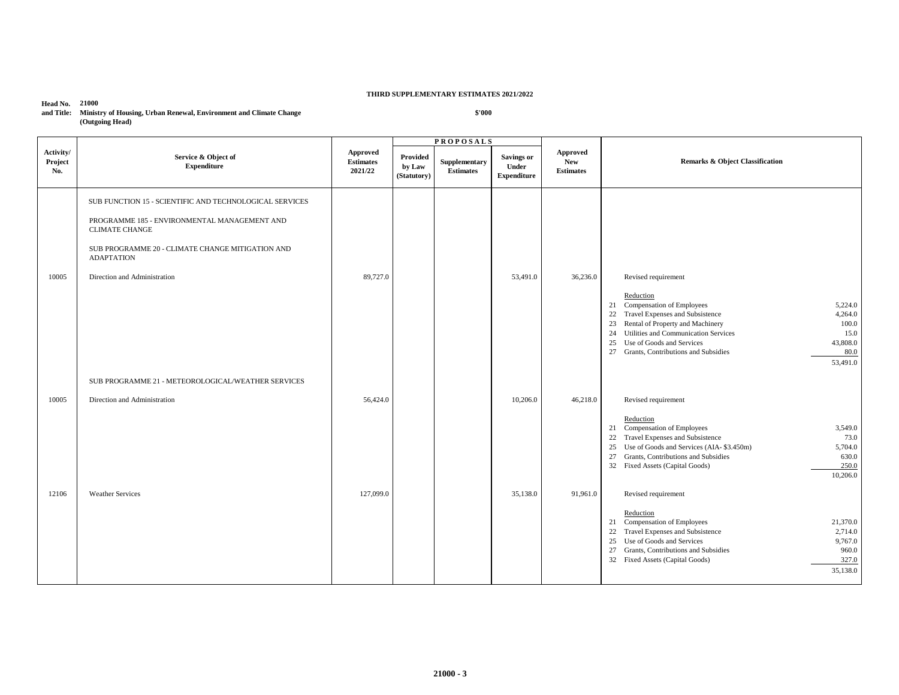**THIRD SUPPLEMENTARY ESTIMATES 2021/2022**

**Head No. 21000**
**and Title: Ministry of Housing, Urban Renewal, Environment and Climate Change**
**(Outgoing Head)**

**$'000**

| Activity/ Project No. | Service & Object of Expenditure | Approved Estimates 2021/22 | PROPOSALS Provided by Law (Statutory) | Supplementary Estimates | Savings or Under Expenditure | Approved New Estimates | Remarks & Object Classification | |
|---|---|---|---|---|---|---|---|---|
| | SUB FUNCTION 15 - SCIENTIFIC AND TECHNOLOGICAL SERVICES | | | | | | | |
| | PROGRAMME 185 - ENVIRONMENTAL MANAGEMENT AND CLIMATE CHANGE | | | | | | | |
| | SUB PROGRAMME 20 - CLIMATE CHANGE MITIGATION AND ADAPTATION | | | | | | | |
| 10005 | Direction and Administration | 89,727.0 | | | 53,491.0 | 36,236.0 | Revised requirement | |
| | | | | | | | Reduction | |
| | | | | | | | 21 Compensation of Employees | 5,224.0 |
| | | | | | | | 22 Travel Expenses and Subsistence | 4,264.0 |
| | | | | | | | 23 Rental of Property and Machinery | 100.0 |
| | | | | | | | 24 Utilities and Communication Services | 15.0 |
| | | | | | | | 25 Use of Goods and Services | 43,808.0 |
| | | | | | | | 27 Grants, Contributions and Subsidies | 80.0 |
| | | | | | | | | 53,491.0 |
| | SUB PROGRAMME 21 - METEOROLOGICAL/WEATHER SERVICES | | | | | | | |
| 10005 | Direction and Administration | 56,424.0 | | | 10,206.0 | 46,218.0 | Revised requirement | |
| | | | | | | | Reduction | |
| | | | | | | | 21 Compensation of Employees | 3,549.0 |
| | | | | | | | 22 Travel Expenses and Subsistence | 73.0 |
| | | | | | | | 25 Use of Goods and Services (AIA- $3.450m) | 5,704.0 |
| | | | | | | | 27 Grants, Contributions and Subsidies | 630.0 |
| | | | | | | | 32 Fixed Assets (Capital Goods) | 250.0 |
| | | | | | | | | 10,206.0 |
| 12106 | Weather Services | 127,099.0 | | | 35,138.0 | 91,961.0 | Revised requirement | |
| | | | | | | | Reduction | |
| | | | | | | | 21 Compensation of Employees | 21,370.0 |
| | | | | | | | 22 Travel Expenses and Subsistence | 2,714.0 |
| | | | | | | | 25 Use of Goods and Services | 9,767.0 |
| | | | | | | | 27 Grants, Contributions and Subsidies | 960.0 |
| | | | | | | | 32 Fixed Assets (Capital Goods) | 327.0 |
| | | | | | | | | 35,138.0 |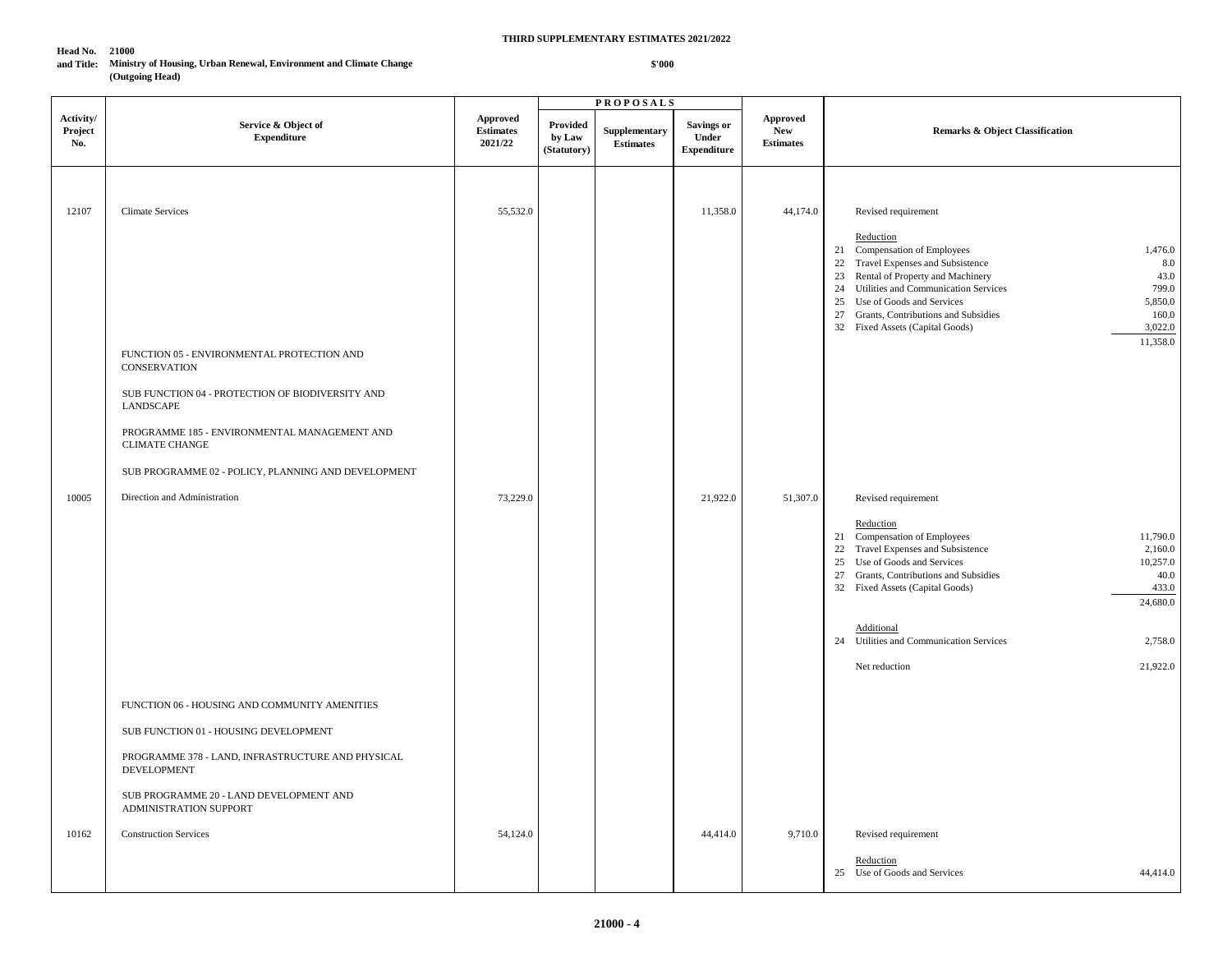**THIRD SUPPLEMENTARY ESTIMATES 2021/2022**

**Head No. 21000**
**and Title: Ministry of Housing, Urban Renewal, Environment and Climate Change (Outgoing Head)**

**$'000**

| Activity/ Project No. | Service & Object of Expenditure | Approved Estimates 2021/22 | PROPOSALS | | | Approved New Estimates | Remarks & Object Classification | |
|---|---|---|---|---|---|---|---|---|
| | | | Provided by Law (Statutory) | Supplementary Estimates | Savings or Under Expenditure | | | |
| 12107 | Climate Services | 55,532.0 | | | 11,358.0 | 44,174.0 | Revised requirement | |
| | | | | | | | Reduction | |
| | | | | | | | 21 Compensation of Employees | 1,476.0 |
| | | | | | | | 22 Travel Expenses and Subsistence | 8.0 |
| | | | | | | | 23 Rental of Property and Machinery | 43.0 |
| | | | | | | | 24 Utilities and Communication Services | 799.0 |
| | | | | | | | 25 Use of Goods and Services | 5,850.0 |
| | | | | | | | 27 Grants, Contributions and Subsidies | 160.0 |
| | | | | | | | 32 Fixed Assets (Capital Goods) | 3,022.0 |
| | | | | | | | | 11,358.0 |
| | FUNCTION 05 - ENVIRONMENTAL PROTECTION AND CONSERVATION | | | | | | | |
| | SUB FUNCTION 04 - PROTECTION OF BIODIVERSITY AND LANDSCAPE | | | | | | | |
| | PROGRAMME 185 - ENVIRONMENTAL MANAGEMENT AND CLIMATE CHANGE | | | | | | | |
| | SUB PROGRAMME 02 - POLICY, PLANNING AND DEVELOPMENT | | | | | | | |
| 10005 | Direction and Administration | 73,229.0 | | | 21,922.0 | 51,307.0 | Revised requirement | |
| | | | | | | | Reduction | |
| | | | | | | | 21 Compensation of Employees | 11,790.0 |
| | | | | | | | 22 Travel Expenses and Subsistence | 2,160.0 |
| | | | | | | | 25 Use of Goods and Services | 10,257.0 |
| | | | | | | | 27 Grants, Contributions and Subsidies | 40.0 |
| | | | | | | | 32 Fixed Assets (Capital Goods) | 433.0 |
| | | | | | | | | 24,680.0 |
| | | | | | | | Additional | |
| | | | | | | | 24 Utilities and Communication Services | 2,758.0 |
| | | | | | | | Net reduction | 21,922.0 |
| | FUNCTION 06 - HOUSING AND COMMUNITY AMENITIES | | | | | | | |
| | SUB FUNCTION 01 - HOUSING DEVELOPMENT | | | | | | | |
| | PROGRAMME 378 - LAND, INFRASTRUCTURE AND PHYSICAL DEVELOPMENT | | | | | | | |
| | SUB PROGRAMME 20 - LAND DEVELOPMENT AND ADMINISTRATION SUPPORT | | | | | | | |
| 10162 | Construction Services | 54,124.0 | | | 44,414.0 | 9,710.0 | Revised requirement | |
| | | | | | | | Reduction | |
| | | | | | | | 25 Use of Goods and Services | 44,414.0 |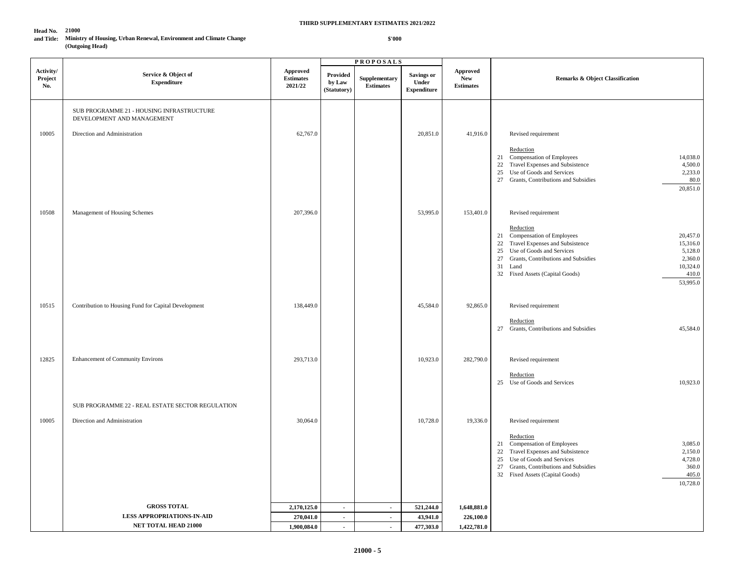**THIRD SUPPLEMENTARY ESTIMATES 2021/2022**

**Head No. 21000**
**and Title: Ministry of Housing, Urban Renewal, Environment and Climate Change (Outgoing Head)**

**$'000**

| Activity/ Project No. | Service & Object of Expenditure | Approved Estimates 2021/22 | PROPOSALS | | | Approved New Estimates | Remarks & Object Classification | |
|---|---|---|---|---|---|---|---|---|
| | | | Provided by Law (Statutory) | Supplementary Estimates | Savings or Under Expenditure | | | |
| | SUB PROGRAMME 21 - HOUSING INFRASTRUCTURE DEVELOPMENT AND MANAGEMENT | | | | | | | |
| 10005 | Direction and Administration | 62,767.0 | | | 20,851.0 | 41,916.0 | Revised requirement | |
| | | | | | | | Reduction | |
| | | | | | | | 21 Compensation of Employees | 14,038.0 |
| | | | | | | | 22 Travel Expenses and Subsistence | 4,500.0 |
| | | | | | | | 25 Use of Goods and Services | 2,233.0 |
| | | | | | | | 27 Grants, Contributions and Subsidies | 80.0 |
| | | | | | | | | 20,851.0 |
| 10508 | Management of Housing Schemes | 207,396.0 | | | 53,995.0 | 153,401.0 | Revised requirement | |
| | | | | | | | Reduction | |
| | | | | | | | 21 Compensation of Employees | 20,457.0 |
| | | | | | | | 22 Travel Expenses and Subsistence | 15,316.0 |
| | | | | | | | 25 Use of Goods and Services | 5,128.0 |
| | | | | | | | 27 Grants, Contributions and Subsidies | 2,360.0 |
| | | | | | | | 31 Land | 10,324.0 |
| | | | | | | | 32 Fixed Assets (Capital Goods) | 410.0 |
| | | | | | | | | 53,995.0 |
| 10515 | Contribution to Housing Fund for Capital Development | 138,449.0 | | | 45,584.0 | 92,865.0 | Revised requirement | |
| | | | | | | | Reduction | |
| | | | | | | | 27 Grants, Contributions and Subsidies | 45,584.0 |
| 12825 | Enhancement of Community Environs | 293,713.0 | | | 10,923.0 | 282,790.0 | Revised requirement | |
| | | | | | | | Reduction | |
| | | | | | | | 25 Use of Goods and Services | 10,923.0 |
| | SUB PROGRAMME 22 - REAL ESTATE SECTOR REGULATION | | | | | | | |
| 10005 | Direction and Administration | 30,064.0 | | | 10,728.0 | 19,336.0 | Revised requirement | |
| | | | | | | | Reduction | |
| | | | | | | | 21 Compensation of Employees | 3,085.0 |
| | | | | | | | 22 Travel Expenses and Subsistence | 2,150.0 |
| | | | | | | | 25 Use of Goods and Services | 4,728.0 |
| | | | | | | | 27 Grants, Contributions and Subsidies | 360.0 |
| | | | | | | | 32 Fixed Assets (Capital Goods) | 405.0 |
| | | | | | | | | 10,728.0 |
| | **GROSS TOTAL** | **2,170,125.0** | **-** | **-** | **521,244.0** | **1,648,881.0** | | |
| | **LESS APPROPRIATIONS-IN-AID** | **270,041.0** | **-** | **-** | **43,941.0** | **226,100.0** | | |
| | **NET TOTAL HEAD 21000** | **1,900,084.0** | **-** | **-** | **477,303.0** | **1,422,781.0** | | |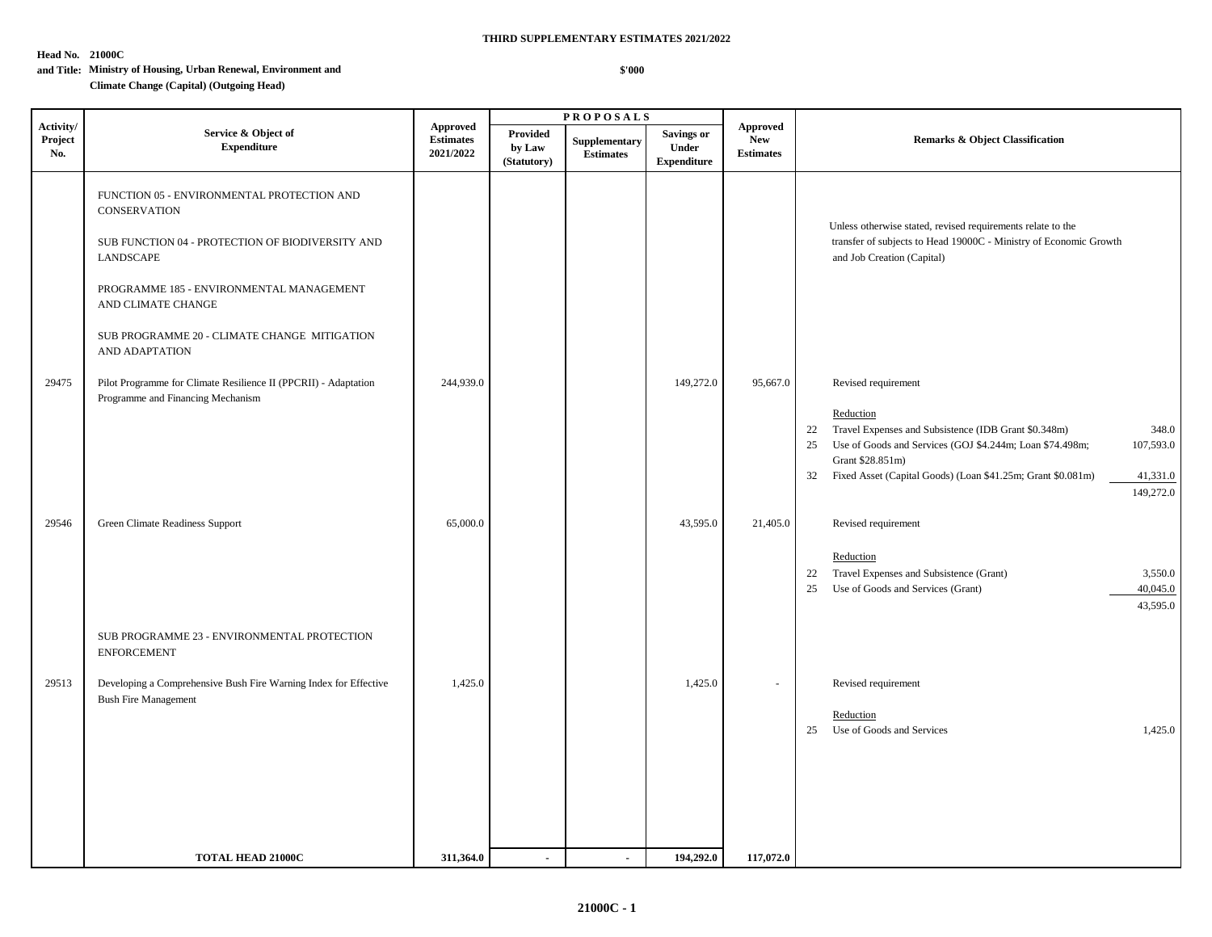**THIRD SUPPLEMENTARY ESTIMATES 2021/2022**

**Head No. 21000C**
**and Title: Ministry of Housing, Urban Renewal, Environment and Climate Change (Capital) (Outgoing Head)**

**$'000**

| Activity/ Project No. | Service & Object of Expenditure | Approved Estimates 2021/2022 | PROPOSALS | | | Approved New Estimates | Remarks & Object Classification |
|---|---|---|---|---|---|---|---|
| | | | Provided by Law (Statutory) | Supplementary Estimates | Savings or Under Expenditure | | |
| | FUNCTION 05 - ENVIRONMENTAL PROTECTION AND CONSERVATION | | | | | | Unless otherwise stated, revised requirements relate to the transfer of subjects to Head 19000C - Ministry of Economic Growth and Job Creation (Capital) |
| | SUB FUNCTION 04 - PROTECTION OF BIODIVERSITY AND LANDSCAPE | | | | | | |
| | PROGRAMME 185 - ENVIRONMENTAL MANAGEMENT AND CLIMATE CHANGE | | | | | | |
| | SUB PROGRAMME 20 - CLIMATE CHANGE MITIGATION AND ADAPTATION | | | | | | |
| 29475 | Pilot Programme for Climate Resilience II (PPCRII) - Adaptation Programme and Financing Mechanism | 244,939.0 | | | 149,272.0 | 95,667.0 | Revised requirement<br><br>Reduction<br>22 Travel Expenses and Subsistence (IDB Grant $0.348m) 348.0<br>25 Use of Goods and Services (GOJ $4.244m; Loan $74.498m; Grant $28.851m) 107,593.0<br>32 Fixed Asset (Capital Goods) (Loan $41.25m; Grant $0.081m) 41,331.0<br>149,272.0 |
| 29546 | Green Climate Readiness Support | 65,000.0 | | | 43,595.0 | 21,405.0 | Revised requirement<br><br>Reduction<br>22 Travel Expenses and Subsistence (Grant) 3,550.0<br>25 Use of Goods and Services (Grant) 40,045.0<br>43,595.0 |
| | SUB PROGRAMME 23 - ENVIRONMENTAL PROTECTION ENFORCEMENT | | | | | | |
| 29513 | Developing a Comprehensive Bush Fire Warning Index for Effective Bush Fire Management | 1,425.0 | | | 1,425.0 | - | Revised requirement<br><br>Reduction<br>25 Use of Goods and Services 1,425.0 |
| | **TOTAL HEAD 21000C** | **311,364.0** | **-** | **-** | **194,292.0** | **117,072.0** | |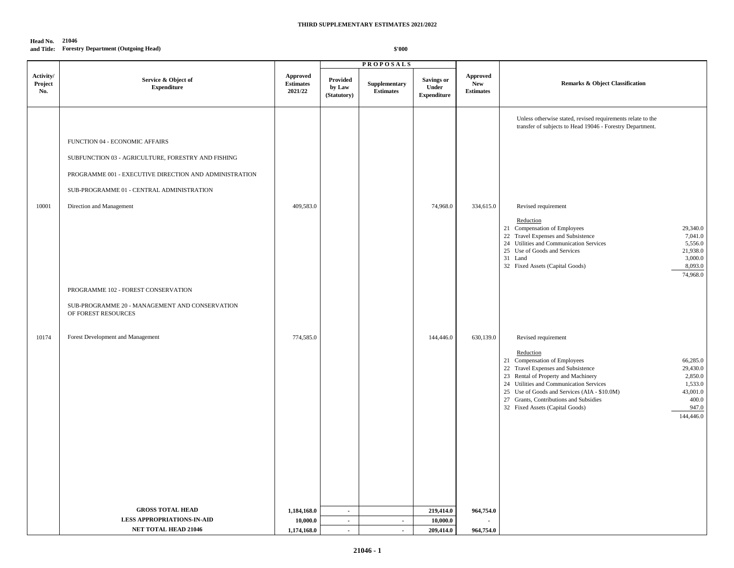**THIRD SUPPLEMENTARY ESTIMATES 2021/2022**

**Head No. and Title:** 21046 Forestry Department (Outgoing Head)

$'000

| Activity/ Project No. | Service & Object of Expenditure | Approved Estimates 2021/22 | PROPOSALS | | | Approved New Estimates | Remarks & Object Classification |
|---|---|---|---|---|---|---|---|
| | | | Provided by Law (Statutory) | Supplementary Estimates | Savings or Under Expenditure | | |
| | | | | | | | Unless otherwise stated, revised requirements relate to the transfer of subjects to Head 19046 - Forestry Department. |
| | FUNCTION 04 - ECONOMIC AFFAIRS | | | | | | |
| | SUBFUNCTION 03 - AGRICULTURE, FORESTRY AND FISHING | | | | | | |
| | PROGRAMME 001 - EXECUTIVE DIRECTION AND ADMINISTRATION | | | | | | |
| | SUB-PROGRAMME 01 - CENTRAL ADMINISTRATION | | | | | | |
| 10001 | Direction and Management | 409,583.0 | | | 74,968.0 | 334,615.0 | Revised requirement<br><br>Reduction<br>21 Compensation of Employees 29,340.0<br>22 Travel Expenses and Subsistence 7,041.0<br>24 Utilities and Communication Services 5,556.0<br>25 Use of Goods and Services 21,938.0<br>31 Land 3,000.0<br>32 Fixed Assets (Capital Goods) 8,093.0<br>74,968.0 |
| | PROGRAMME 102 - FOREST CONSERVATION | | | | | | |
| | SUB-PROGRAMME 20 - MANAGEMENT AND CONSERVATION OF FOREST RESOURCES | | | | | | |
| 10174 | Forest Development and Management | 774,585.0 | | | 144,446.0 | 630,139.0 | Revised requirement<br><br>Reduction<br>21 Compensation of Employees 66,285.0<br>22 Travel Expenses and Subsistence 29,430.0<br>23 Rental of Property and Machinery 2,850.0<br>24 Utilities and Communication Services 1,533.0<br>25 Use of Goods and Services (AIA - $10.0M) 43,001.0<br>27 Grants, Contributions and Subsidies 400.0<br>32 Fixed Assets (Capital Goods) 947.0<br>144,446.0 |
| | **GROSS TOTAL HEAD** | **1,184,168.0** | **-** | | **219,414.0** | **964,754.0** | |
| | **LESS APPROPRIATIONS-IN-AID** | **10,000.0** | **-** | **-** | **10,000.0** | **-** | |
| | **NET TOTAL HEAD 21046** | **1,174,168.0** | **-** | **-** | **209,414.0** | **964,754.0** | |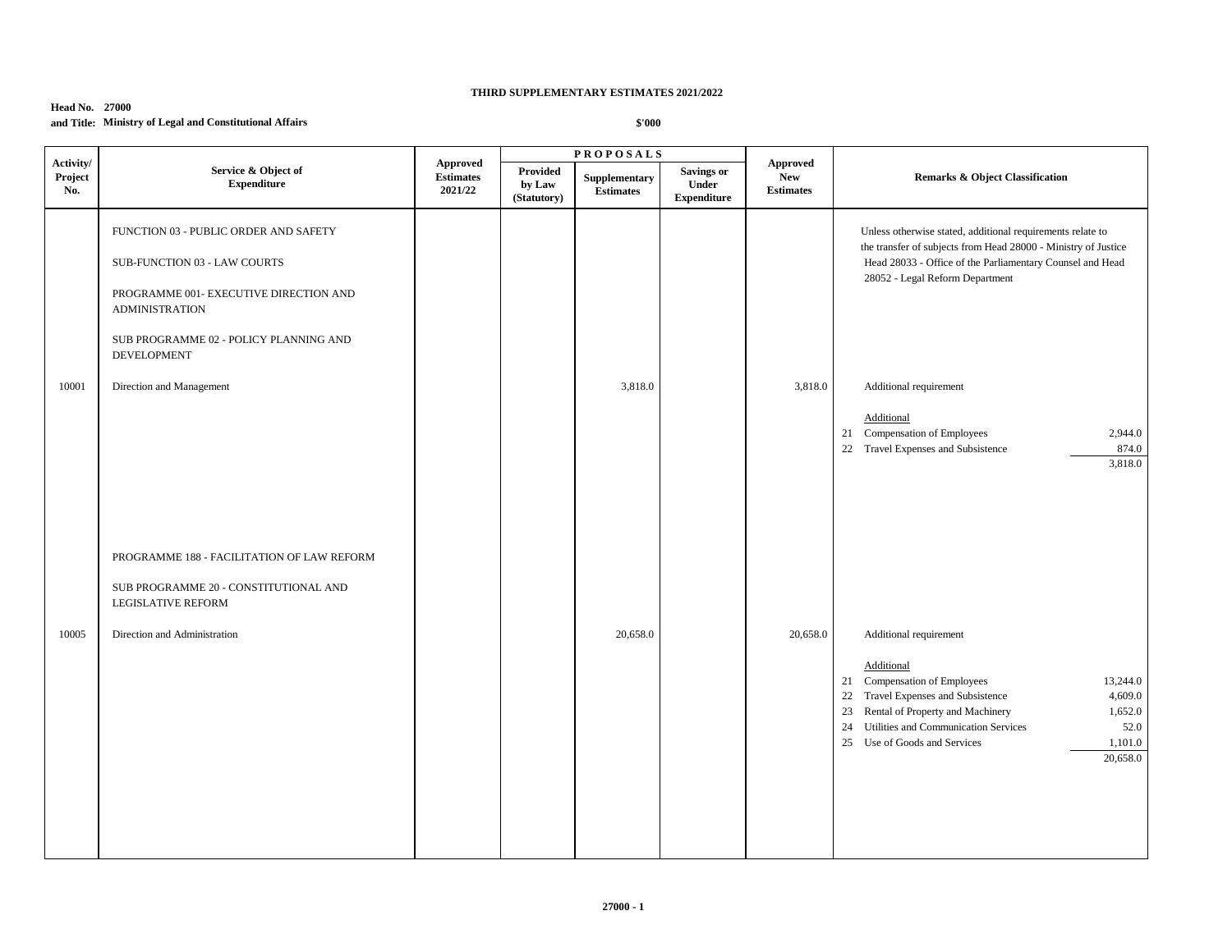**THIRD SUPPLEMENTARY ESTIMATES 2021/2022**

**Head No. 27000**
**and Title: Ministry of Legal and Constitutional Affairs**

**$'000**

| Activity/ Project No. | Service & Object of Expenditure | Approved Estimates 2021/22 | PROPOSALS | | | Approved New Estimates | Remarks & Object Classification |
|---|---|---|---|---|---|---|---|
| | | | Provided by Law (Statutory) | Supplementary Estimates | Savings or Under Expenditure | | |
| | FUNCTION 03 - PUBLIC ORDER AND SAFETY | | | | | | Unless otherwise stated, additional requirements relate to the transfer of subjects from Head 28000 - Ministry of Justice Head 28033 - Office of the Parliamentary Counsel and Head 28052 - Legal Reform Department |
| | SUB-FUNCTION 03 - LAW COURTS | | | | | | |
| | PROGRAMME 001- EXECUTIVE DIRECTION AND ADMINISTRATION | | | | | | |
| | SUB PROGRAMME 02 - POLICY PLANNING AND DEVELOPMENT | | | | | | |
| 10001 | Direction and Management | | | 3,818.0 | | 3,818.0 | Additional requirement |
| | | | | | | | Additional |
| | | | | | | | 21 Compensation of Employees 2,944.0 |
| | | | | | | | 22 Travel Expenses and Subsistence 874.0 |
| | | | | | | | 3,818.0 |
| | PROGRAMME 188 - FACILITATION OF LAW REFORM | | | | | | |
| | SUB PROGRAMME 20 - CONSTITUTIONAL AND LEGISLATIVE REFORM | | | | | | |
| 10005 | Direction and Administration | | | 20,658.0 | | 20,658.0 | Additional requirement |
| | | | | | | | Additional |
| | | | | | | | 21 Compensation of Employees 13,244.0 |
| | | | | | | | 22 Travel Expenses and Subsistence 4,609.0 |
| | | | | | | | 23 Rental of Property and Machinery 1,652.0 |
| | | | | | | | 24 Utilities and Communication Services 52.0 |
| | | | | | | | 25 Use of Goods and Services 1,101.0 |
| | | | | | | | 20,658.0 |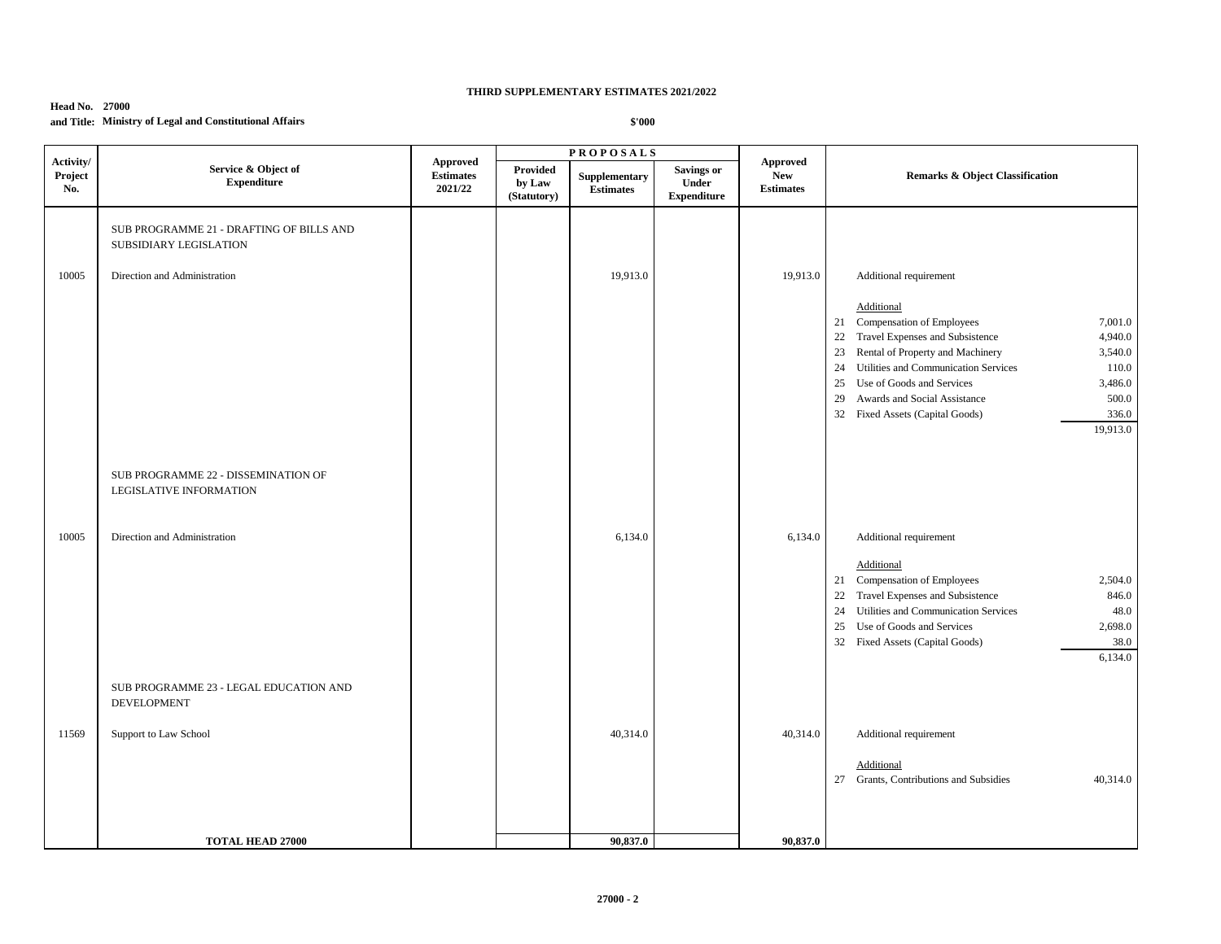**THIRD SUPPLEMENTARY ESTIMATES 2021/2022**

**Head No. 27000**
**and Title: Ministry of Legal and Constitutional Affairs**

**$'000**

| Activity/ Project No. | Service & Object of Expenditure | Approved Estimates 2021/22 | PROPOSALS Provided by Law (Statutory) | Supplementary Estimates | Savings or Under Expenditure | Approved New Estimates | Remarks & Object Classification | |
|---|---|---|---|---|---|---|---|---|
| | SUB PROGRAMME 21 - DRAFTING OF BILLS AND SUBSIDIARY LEGISLATION | | | | | | | |
| 10005 | Direction and Administration | | | 19,913.0 | | 19,913.0 | Additional requirement | |
| | | | | | | | Additional | |
| | | | | | | | 21 Compensation of Employees | 7,001.0 |
| | | | | | | | 22 Travel Expenses and Subsistence | 4,940.0 |
| | | | | | | | 23 Rental of Property and Machinery | 3,540.0 |
| | | | | | | | 24 Utilities and Communication Services | 110.0 |
| | | | | | | | 25 Use of Goods and Services | 3,486.0 |
| | | | | | | | 29 Awards and Social Assistance | 500.0 |
| | | | | | | | 32 Fixed Assets (Capital Goods) | 336.0 |
| | | | | | | | | 19,913.0 |
| | SUB PROGRAMME 22 - DISSEMINATION OF LEGISLATIVE INFORMATION | | | | | | | |
| 10005 | Direction and Administration | | | 6,134.0 | | 6,134.0 | Additional requirement | |
| | | | | | | | Additional | |
| | | | | | | | 21 Compensation of Employees | 2,504.0 |
| | | | | | | | 22 Travel Expenses and Subsistence | 846.0 |
| | | | | | | | 24 Utilities and Communication Services | 48.0 |
| | | | | | | | 25 Use of Goods and Services | 2,698.0 |
| | | | | | | | 32 Fixed Assets (Capital Goods) | 38.0 |
| | | | | | | | | 6,134.0 |
| | SUB PROGRAMME 23 - LEGAL EDUCATION AND DEVELOPMENT | | | | | | | |
| 11569 | Support to Law School | | | 40,314.0 | | 40,314.0 | Additional requirement | |
| | | | | | | | Additional | |
| | | | | | | | 27 Grants, Contributions and Subsidies | 40,314.0 |
| | **TOTAL HEAD 27000** | | | **90,837.0** | | **90,837.0** | | |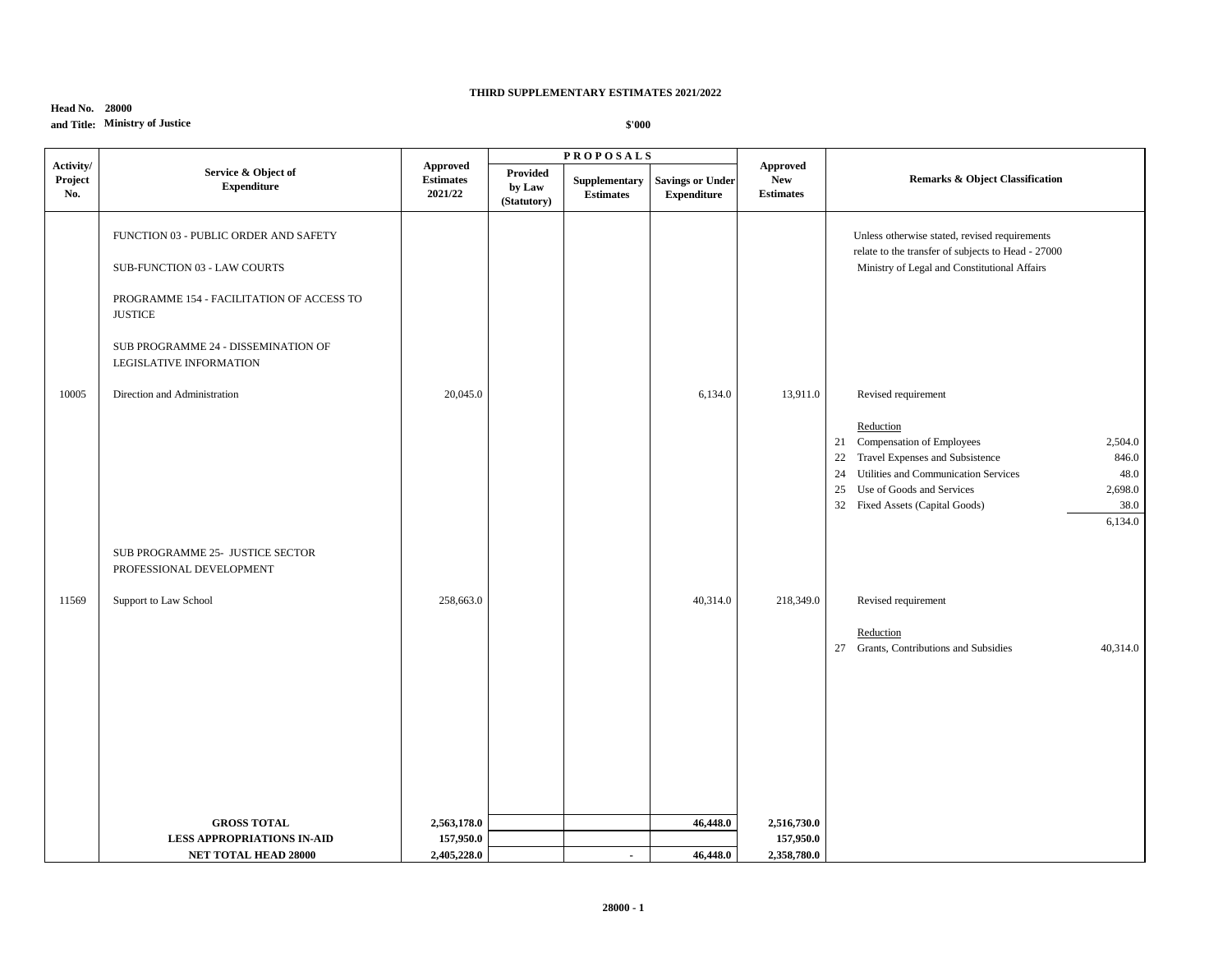**THIRD SUPPLEMENTARY ESTIMATES 2021/2022**

**Head No. 28000**
**and Title: Ministry of Justice**

**$'000**

| Activity/ Project No. | Service & Object of Expenditure | Approved Estimates 2021/22 | PROPOSALS | | | Approved New Estimates | Remarks & Object Classification | |
|---|---|---|---|---|---|---|---|---|
| | | | Provided by Law (Statutory) | Supplementary Estimates | Savings or Under Expenditure | | | |
| | FUNCTION 03 - PUBLIC ORDER AND SAFETY | | | | | | Unless otherwise stated, revised requirements relate to the transfer of subjects to Head - 27000 Ministry of Legal and Constitutional Affairs | |
| | SUB-FUNCTION 03 - LAW COURTS | | | | | | | |
| | PROGRAMME 154 - FACILITATION OF ACCESS TO JUSTICE | | | | | | | |
| | SUB PROGRAMME 24 - DISSEMINATION OF LEGISLATIVE INFORMATION | | | | | | | |
| 10005 | Direction and Administration | 20,045.0 | | | 6,134.0 | 13,911.0 | Revised requirement | |
| | | | | | | | Reduction | |
| | | | | | | | 21 Compensation of Employees | 2,504.0 |
| | | | | | | | 22 Travel Expenses and Subsistence | 846.0 |
| | | | | | | | 24 Utilities and Communication Services | 48.0 |
| | | | | | | | 25 Use of Goods and Services | 2,698.0 |
| | | | | | | | 32 Fixed Assets (Capital Goods) | 38.0 |
| | | | | | | | | 6,134.0 |
| | SUB PROGRAMME 25- JUSTICE SECTOR PROFESSIONAL DEVELOPMENT | | | | | | | |
| 11569 | Support to Law School | 258,663.0 | | | 40,314.0 | 218,349.0 | Revised requirement | |
| | | | | | | | Reduction | |
| | | | | | | | 27 Grants, Contributions and Subsidies | 40,314.0 |
| | **GROSS TOTAL** | **2,563,178.0** | | | **46,448.0** | **2,516,730.0** | | |
| | **LESS APPROPRIATIONS IN-AID** | **157,950.0** | | | | **157,950.0** | | |
| | **NET TOTAL HEAD 28000** | **2,405,228.0** | | - | **46,448.0** | **2,358,780.0** | | |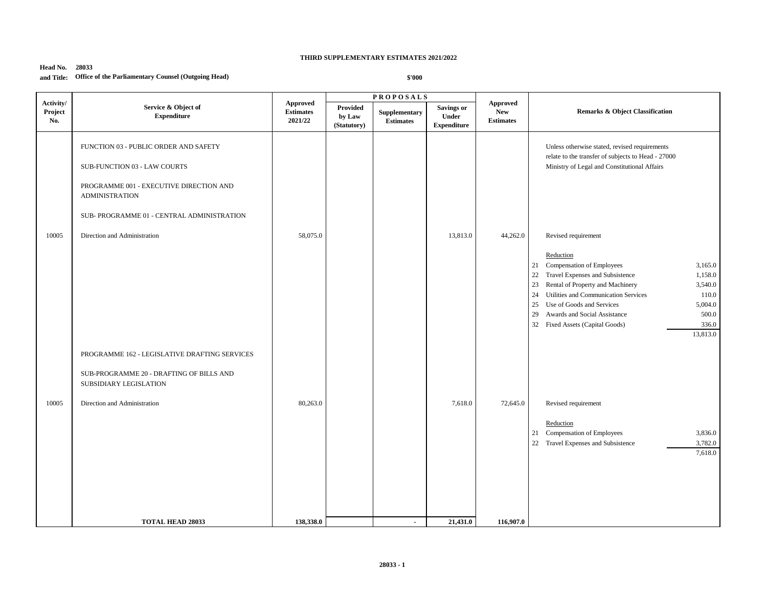**THIRD SUPPLEMENTARY ESTIMATES 2021/2022**

**Head No. 28033**
**and Title: Office of the Parliamentary Counsel (Outgoing Head)**

**$'000**

| Activity/ Project No. | Service & Object of Expenditure | Approved Estimates 2021/22 | PROPOSALS | | | Approved New Estimates | Remarks & Object Classification |
|---|---|---|---|---|---|---|---|
| | | | Provided by Law (Statutory) | Supplementary Estimates | Savings or Under Expenditure | | |
| | FUNCTION 03 - PUBLIC ORDER AND SAFETY | | | | | | Unless otherwise stated, revised requirements relate to the transfer of subjects to Head - 27000 Ministry of Legal and Constitutional Affairs |
| | SUB-FUNCTION 03 - LAW COURTS | | | | | | |
| | PROGRAMME 001 - EXECUTIVE DIRECTION AND ADMINISTRATION | | | | | | |
| | SUB- PROGRAMME 01 - CENTRAL ADMINISTRATION | | | | | | |
| 10005 | Direction and Administration | 58,075.0 | | | 13,813.0 | 44,262.0 | Revised requirement |
| | | | | | | | Reduction |
| | | | | | | | 21 Compensation of Employees 3,165.0 |
| | | | | | | | 22 Travel Expenses and Subsistence 1,158.0 |
| | | | | | | | 23 Rental of Property and Machinery 3,540.0 |
| | | | | | | | 24 Utilities and Communication Services 110.0 |
| | | | | | | | 25 Use of Goods and Services 5,004.0 |
| | | | | | | | 29 Awards and Social Assistance 500.0 |
| | | | | | | | 32 Fixed Assets (Capital Goods) 336.0 |
| | | | | | | | 13,813.0 |
| | PROGRAMME 162 - LEGISLATIVE DRAFTING SERVICES | | | | | | |
| | SUB-PROGRAMME 20 - DRAFTING OF BILLS AND SUBSIDIARY LEGISLATION | | | | | | |
| 10005 | Direction and Administration | 80,263.0 | | | 7,618.0 | 72,645.0 | Revised requirement |
| | | | | | | | Reduction |
| | | | | | | | 21 Compensation of Employees 3,836.0 |
| | | | | | | | 22 Travel Expenses and Subsistence 3,782.0 |
| | | | | | | | 7,618.0 |
| | **TOTAL HEAD 28033** | **138,338.0** | | **-** | **21,431.0** | **116,907.0** | |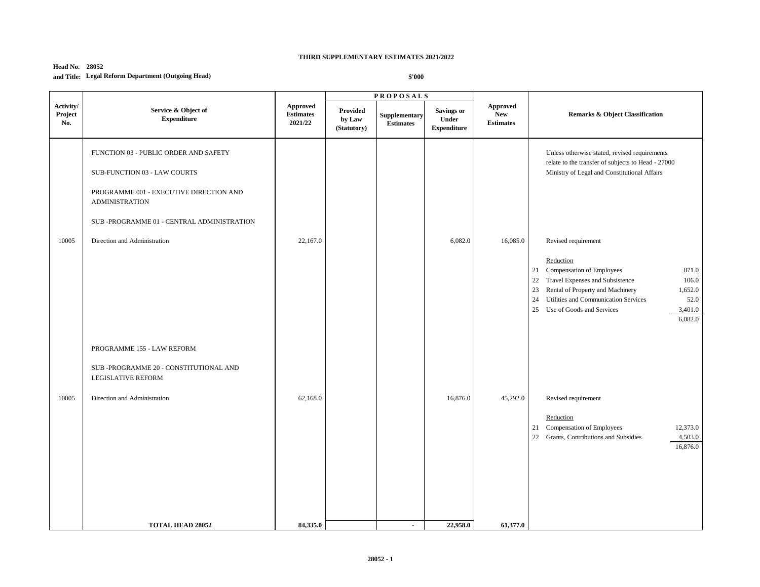**THIRD SUPPLEMENTARY ESTIMATES 2021/2022**

**Head No. 28052**
**and Title: Legal Reform Department (Outgoing Head)**

**$'000**

| Activity/ Project No. | Service & Object of Expenditure | Approved Estimates 2021/22 | PROPOSALS | | | Approved New Estimates | Remarks & Object Classification |
|---|---|---|---|---|---|---|---|
| | | | Provided by Law (Statutory) | Supplementary Estimates | Savings or Under Expenditure | | |
| | FUNCTION 03 - PUBLIC ORDER AND SAFETY | | | | | | Unless otherwise stated, revised requirements relate to the transfer of subjects to Head - 27000 Ministry of Legal and Constitutional Affairs |
| | SUB-FUNCTION 03 - LAW COURTS | | | | | | |
| | PROGRAMME 001 - EXECUTIVE DIRECTION AND ADMINISTRATION | | | | | | |
| | SUB -PROGRAMME 01 - CENTRAL ADMINISTRATION | | | | | | |
| 10005 | Direction and Administration | 22,167.0 | | | 6,082.0 | 16,085.0 | Revised requirement |
| | | | | | | | Reduction |
| | | | | | | | 21 Compensation of Employees 871.0 |
| | | | | | | | 22 Travel Expenses and Subsistence 106.0 |
| | | | | | | | 23 Rental of Property and Machinery 1,652.0 |
| | | | | | | | 24 Utilities and Communication Services 52.0 |
| | | | | | | | 25 Use of Goods and Services 3,401.0 |
| | | | | | | | 6,082.0 |
| | PROGRAMME 155 - LAW REFORM | | | | | | |
| | SUB -PROGRAMME 20 - CONSTITUTIONAL AND LEGISLATIVE REFORM | | | | | | |
| 10005 | Direction and Administration | 62,168.0 | | | 16,876.0 | 45,292.0 | Revised requirement |
| | | | | | | | Reduction |
| | | | | | | | 21 Compensation of Employees 12,373.0 |
| | | | | | | | 22 Grants, Contributions and Subsidies 4,503.0 |
| | | | | | | | 16,876.0 |
| | **TOTAL HEAD 28052** | **84,335.0** | | **-** | **22,958.0** | **61,377.0** | |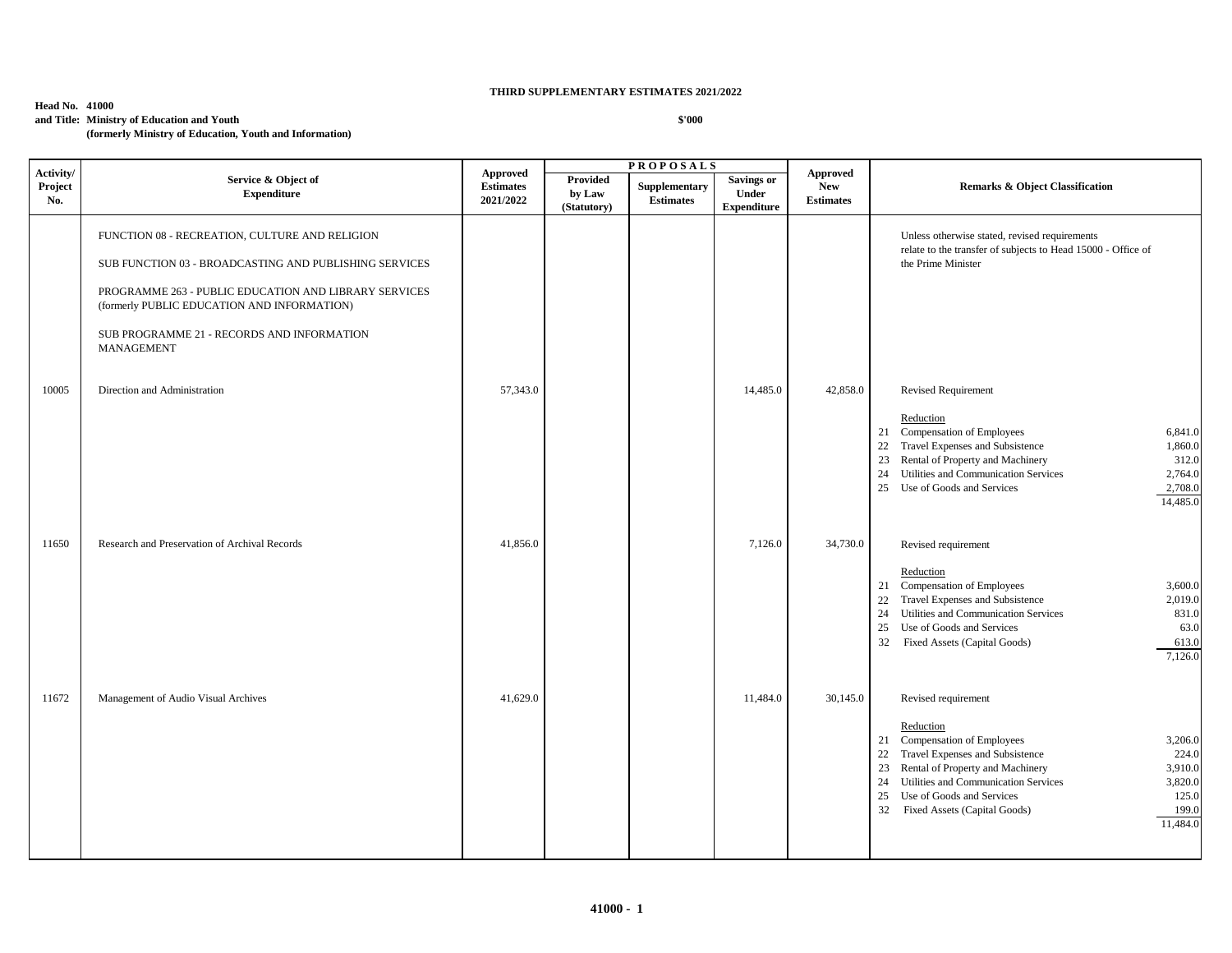**THIRD SUPPLEMENTARY ESTIMATES 2021/2022**

**Head No. 41000**
**and Title: Ministry of Education and Youth**
**(formerly Ministry of Education, Youth and Information)**

**$'000**

| Activity/ Project No. | Service & Object of Expenditure | Approved Estimates 2021/2022 | PROPOSALS | | | Approved New Estimates | Remarks & Object Classification |
|---|---|---|---|---|---|---|---|
| | | | Provided by Law (Statutory) | Supplementary Estimates | Savings or Under Expenditure | | |
| | FUNCTION 08 - RECREATION, CULTURE AND RELIGION<br><br>SUB FUNCTION 03 - BROADCASTING AND PUBLISHING SERVICES<br><br>PROGRAMME 263 - PUBLIC EDUCATION AND LIBRARY SERVICES (formerly PUBLIC EDUCATION AND INFORMATION)<br><br>SUB PROGRAMME 21 - RECORDS AND INFORMATION MANAGEMENT | | | | | | Unless otherwise stated, revised requirements relate to the transfer of subjects to Head 15000 - Office of the Prime Minister |
| 10005 | Direction and Administration | 57,343.0 | | | 14,485.0 | 42,858.0 | Revised Requirement<br><br>Reduction<br>21 Compensation of Employees 6,841.0<br>22 Travel Expenses and Subsistence 1,860.0<br>23 Rental of Property and Machinery 312.0<br>24 Utilities and Communication Services 2,764.0<br>25 Use of Goods and Services 2,708.0<br>14,485.0 |
| 11650 | Research and Preservation of Archival Records | 41,856.0 | | | 7,126.0 | 34,730.0 | Revised requirement<br><br>Reduction<br>21 Compensation of Employees 3,600.0<br>22 Travel Expenses and Subsistence 2,019.0<br>24 Utilities and Communication Services 831.0<br>25 Use of Goods and Services 63.0<br>32 Fixed Assets (Capital Goods) 613.0<br>7,126.0 |
| 11672 | Management of Audio Visual Archives | 41,629.0 | | | 11,484.0 | 30,145.0 | Revised requirement<br><br>Reduction<br>21 Compensation of Employees 3,206.0<br>22 Travel Expenses and Subsistence 224.0<br>23 Rental of Property and Machinery 3,910.0<br>24 Utilities and Communication Services 3,820.0<br>25 Use of Goods and Services 125.0<br>32 Fixed Assets (Capital Goods) 199.0<br>11,484.0 |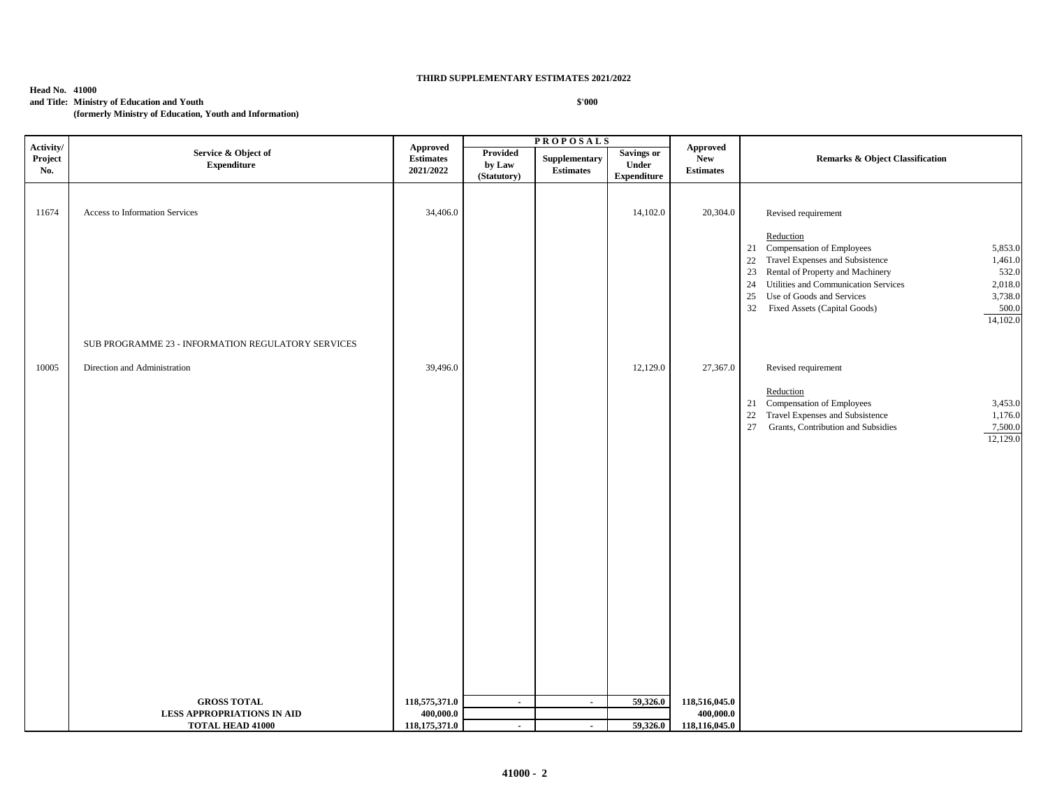**THIRD SUPPLEMENTARY ESTIMATES 2021/2022**

**Head No. 41000**
**and Title: Ministry of Education and Youth**
**(formerly Ministry of Education, Youth and Information)**

**$'000**

| Activity/ Project No. | Service & Object of Expenditure | Approved Estimates 2021/2022 | PROPOSALS | | | Approved New Estimates | Remarks & Object Classification | |
|---|---|---|---|---|---|---|---|---|
| | | | Provided by Law (Statutory) | Supplementary Estimates | Savings or Under Expenditure | | | |
| 11674 | Access to Information Services | 34,406.0 | | | 14,102.0 | 20,304.0 | Revised requirement | |
| | | | | | | | Reduction | |
| | | | | | | | 21 Compensation of Employees | 5,853.0 |
| | | | | | | | 22 Travel Expenses and Subsistence | 1,461.0 |
| | | | | | | | 23 Rental of Property and Machinery | 532.0 |
| | | | | | | | 24 Utilities and Communication Services | 2,018.0 |
| | | | | | | | 25 Use of Goods and Services | 3,738.0 |
| | | | | | | | 32 Fixed Assets (Capital Goods) | 500.0 |
| | | | | | | | | 14,102.0 |
| | SUB PROGRAMME 23 - INFORMATION REGULATORY SERVICES | | | | | | | |
| 10005 | Direction and Administration | 39,496.0 | | | 12,129.0 | 27,367.0 | Revised requirement | |
| | | | | | | | Reduction | |
| | | | | | | | 21 Compensation of Employees | 3,453.0 |
| | | | | | | | 22 Travel Expenses and Subsistence | 1,176.0 |
| | | | | | | | 27 Grants, Contribution and Subsidies | 7,500.0 |
| | | | | | | | | 12,129.0 |
| | **GROSS TOTAL** | **118,575,371.0** | **-** | **-** | **59,326.0** | **118,516,045.0** | | |
| | **LESS APPROPRIATIONS IN AID** | **400,000.0** | | | | **400,000.0** | | |
| | **TOTAL HEAD 41000** | **118,175,371.0** | **-** | **-** | **59,326.0** | **118,116,045.0** | | |